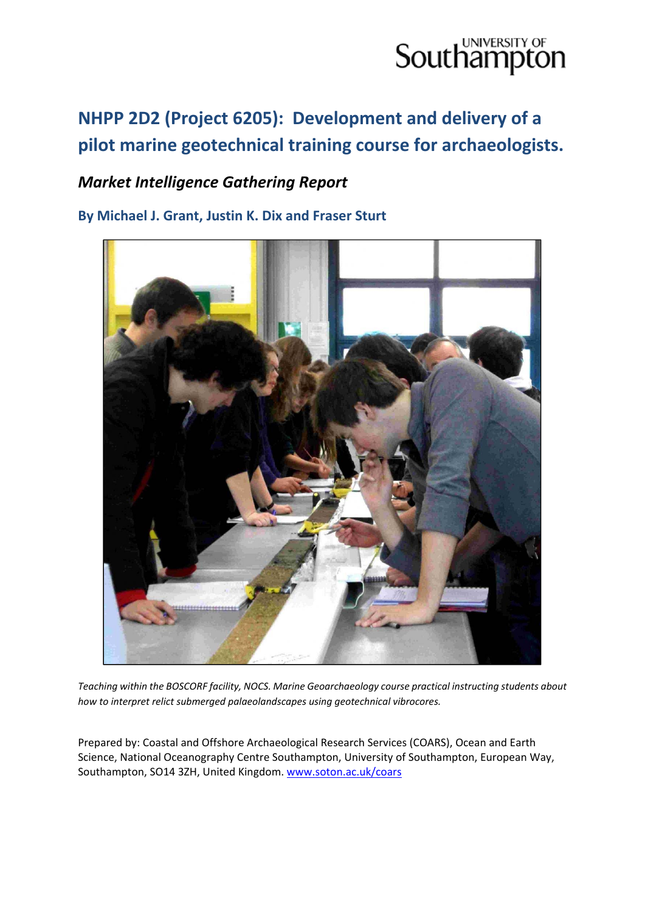UNIVERSITY OF Southampton

# NHPP 2D2 (Project 6205): Development and delivery of a pilot marine geotechnical training course for archaeologists.

## *Market Intelligence Gathering Report*

### By Michael J. Grant, Justin K. Dix and Fraser Sturt

*Teaching within the BOSCORF facility, NOCS. Marine Geoarchaeology course practical instructing students about how to interpret relict submerged palaeolandscapes using geotechnical vibrocores.*

Prepared by: Coastal and Offshore Archaeological Research Services (COARS), Ocean and Earth Science, National Oceanography Centre Southampton, University of Southampton, European Way, Southampton, SO14 3ZH, United Kingdom. www.soton.ac.uk/coars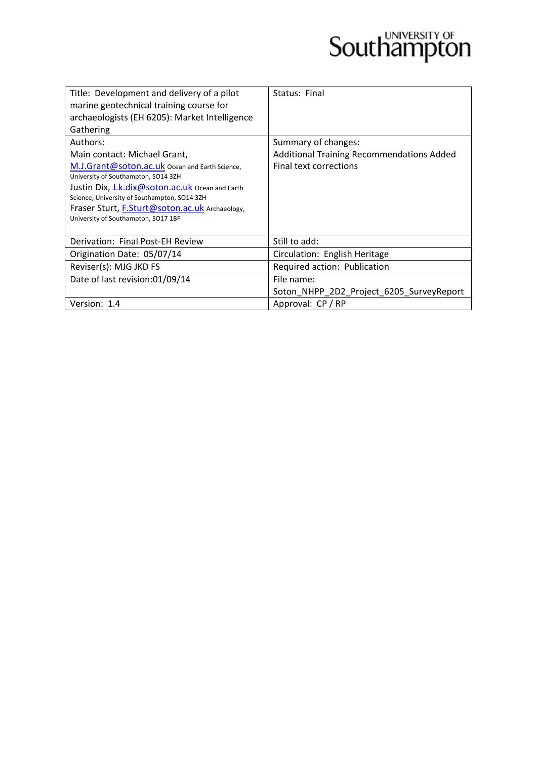UNIVERSITY OF Southampton

| Title: Development and delivery of a pilot marine geotechnical training course for archaeologists (EH 6205): Market Intelligence Gathering | Status: Final |
| --- | --- |
| Authors:<br>Main contact: Michael Grant, M.J.Grant@soton.ac.uk Ocean and Earth Science, University of Southampton, SO14 3ZH<br>Justin Dix, J.k.dix@soton.ac.uk Ocean and Earth Science, University of Southampton, SO14 3ZH<br>Fraser Sturt, F.Sturt@soton.ac.uk Archaeology, University of Southampton, SO17 1BF | Summary of changes:<br>Additional Training Recommendations Added<br>Final text corrections |
| Derivation: Final Post-EH Review | Still to add: |
| Origination Date: 05/07/14 | Circulation: English Heritage |
| Reviser(s): MJG JKD FS | Required action: Publication |
| Date of last revision:01/09/14 | File name:<br>Soton_NHPP_2D2_Project_6205_SurveyReport |
| Version: 1.4 | Approval: CP / RP |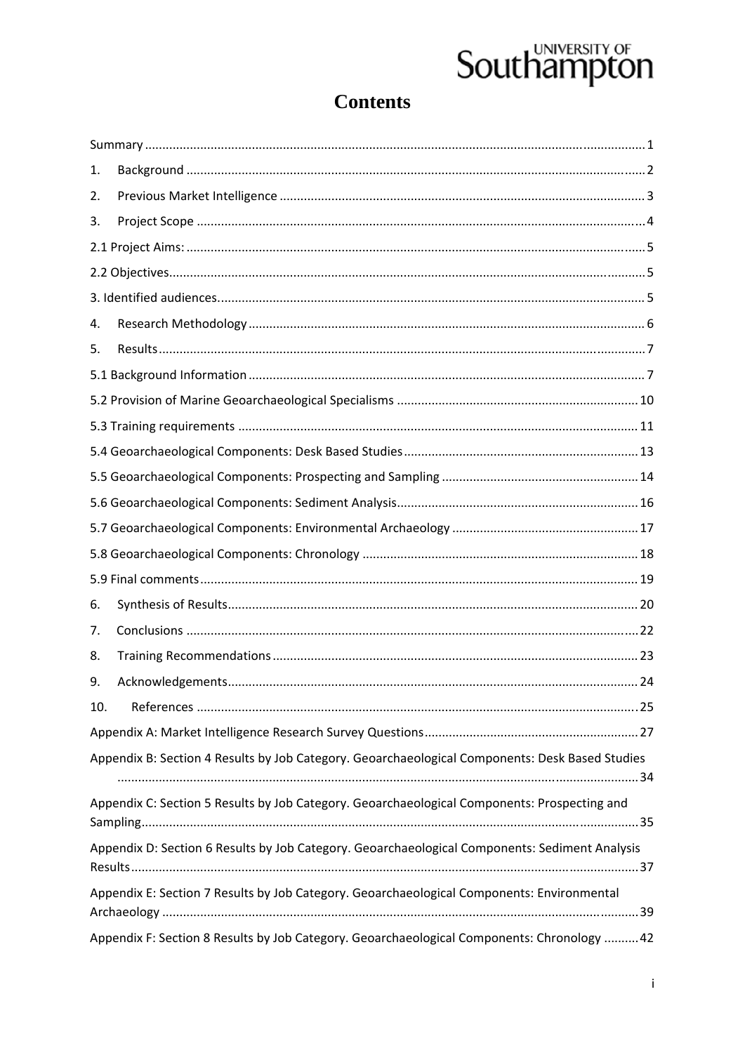# Contents

Summary ............................................................................................................................................ 1

1. Background ................................................................................................................................ 2

2. Previous Market Intelligence ..................................................................................................... 3

3. Project Scope .............................................................................................................................. 4

2.1 Project Aims: ................................................................................................................................ 5

2.2 Objectives..................................................................................................................................... 5

3. Identified audiences...................................................................................................................... 5

4. Research Methodology ............................................................................................................... 6

5. Results .......................................................................................................................................... 7

5.1 Background Information .............................................................................................................. 7

5.2 Provision of Marine Geoarchaeological Specialisms ................................................................... 10

5.3 Training requirements ................................................................................................................ 11

5.4 Geoarchaeological Components: Desk Based Studies ................................................................. 13

5.5 Geoarchaeological Components: Prospecting and Sampling ....................................................... 14

5.6 Geoarchaeological Components: Sediment Analysis................................................................... 16

5.7 Geoarchaeological Components: Environmental Archaeology ................................................... 17

5.8 Geoarchaeological Components: Chronology ............................................................................. 18

5.9 Final comments........................................................................................................................... 19

6. Synthesis of Results..................................................................................................................... 20

7. Conclusions ................................................................................................................................ 22

8. Training Recommendations ........................................................................................................ 23

9. Acknowledgements..................................................................................................................... 24

10. References ............................................................................................................................... 25

Appendix A: Market Intelligence Research Survey Questions........................................................... 27

Appendix B: Section 4 Results by Job Category. Geoarchaeological Components: Desk Based Studies ........................................................................................................................................................ 34

Appendix C: Section 5 Results by Job Category. Geoarchaeological Components: Prospecting and Sampling........................................................................................................................................... 35

Appendix D: Section 6 Results by Job Category. Geoarchaeological Components: Sediment Analysis Results.............................................................................................................................................. 37

Appendix E: Section 7 Results by Job Category. Geoarchaeological Components: Environmental Archaeology ...................................................................................................................................... 39

Appendix F: Section 8 Results by Job Category. Geoarchaeological Components: Chronology .......... 42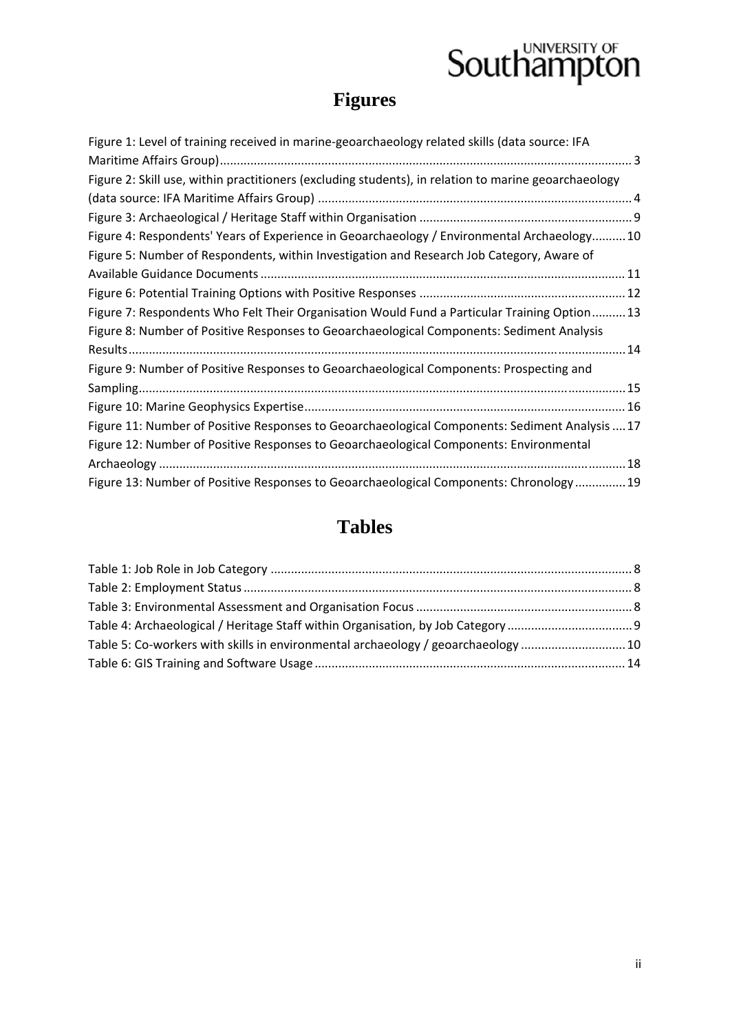# Figures

Figure 1: Level of training received in marine-geoarchaeology related skills (data source: IFA Maritime Affairs Group) ........ 3
Figure 2: Skill use, within practitioners (excluding students), in relation to marine geoarchaeology (data source: IFA Maritime Affairs Group) ........ 4
Figure 3: Archaeological / Heritage Staff within Organisation ........ 9
Figure 4: Respondents' Years of Experience in Geoarchaeology / Environmental Archaeology........ 10
Figure 5: Number of Respondents, within Investigation and Research Job Category, Aware of Available Guidance Documents ........ 11
Figure 6: Potential Training Options with Positive Responses ........ 12
Figure 7: Respondents Who Felt Their Organisation Would Fund a Particular Training Option........ 13
Figure 8: Number of Positive Responses to Geoarchaeological Components: Sediment Analysis Results........ 14
Figure 9: Number of Positive Responses to Geoarchaeological Components: Prospecting and Sampling........ 15
Figure 10: Marine Geophysics Expertise........ 16
Figure 11: Number of Positive Responses to Geoarchaeological Components: Sediment Analysis ........ 17
Figure 12: Number of Positive Responses to Geoarchaeological Components: Environmental Archaeology ........ 18
Figure 13: Number of Positive Responses to Geoarchaeological Components: Chronology ........ 19

# Tables

Table 1: Job Role in Job Category ........ 8
Table 2: Employment Status ........ 8
Table 3: Environmental Assessment and Organisation Focus ........ 8
Table 4: Archaeological / Heritage Staff within Organisation, by Job Category ........ 9
Table 5: Co-workers with skills in environmental archaeology / geoarchaeology ........ 10
Table 6: GIS Training and Software Usage ........ 14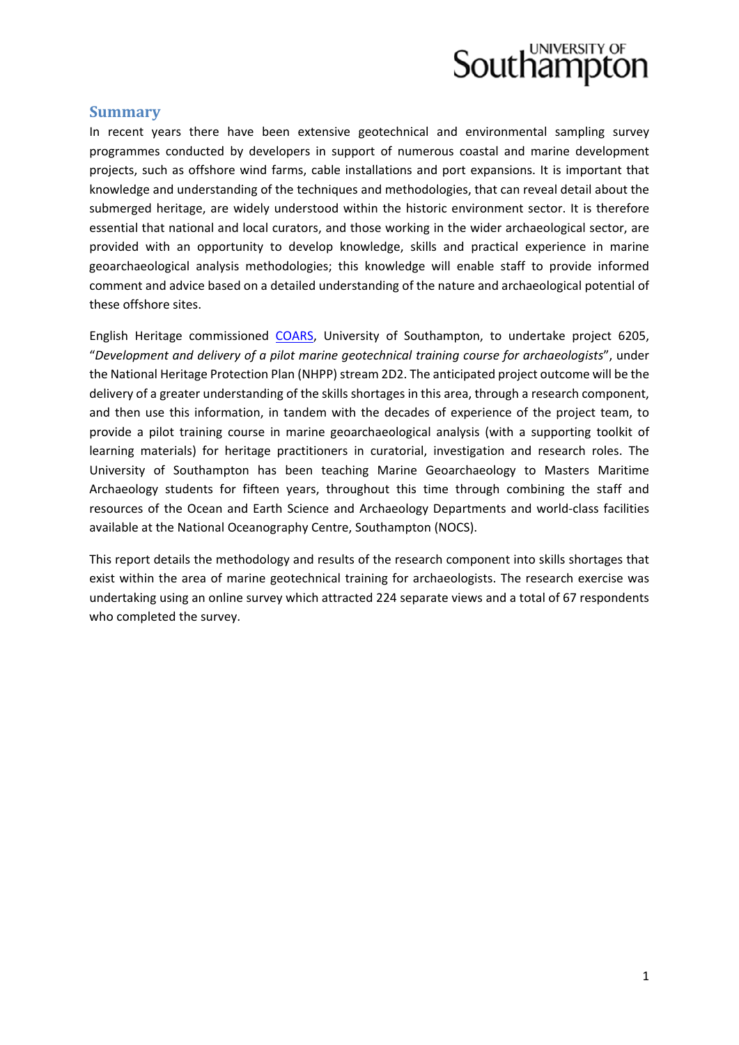## Summary

In recent years there have been extensive geotechnical and environmental sampling survey programmes conducted by developers in support of numerous coastal and marine development projects, such as offshore wind farms, cable installations and port expansions. It is important that knowledge and understanding of the techniques and methodologies, that can reveal detail about the submerged heritage, are widely understood within the historic environment sector. It is therefore essential that national and local curators, and those working in the wider archaeological sector, are provided with an opportunity to develop knowledge, skills and practical experience in marine geoarchaeological analysis methodologies; this knowledge will enable staff to provide informed comment and advice based on a detailed understanding of the nature and archaeological potential of these offshore sites.

English Heritage commissioned COARS, University of Southampton, to undertake project 6205, "*Development and delivery of a pilot marine geotechnical training course for archaeologists*", under the National Heritage Protection Plan (NHPP) stream 2D2. The anticipated project outcome will be the delivery of a greater understanding of the skills shortages in this area, through a research component, and then use this information, in tandem with the decades of experience of the project team, to provide a pilot training course in marine geoarchaeological analysis (with a supporting toolkit of learning materials) for heritage practitioners in curatorial, investigation and research roles. The University of Southampton has been teaching Marine Geoarchaeology to Masters Maritime Archaeology students for fifteen years, throughout this time through combining the staff and resources of the Ocean and Earth Science and Archaeology Departments and world-class facilities available at the National Oceanography Centre, Southampton (NOCS).

This report details the methodology and results of the research component into skills shortages that exist within the area of marine geotechnical training for archaeologists. The research exercise was undertaking using an online survey which attracted 224 separate views and a total of 67 respondents who completed the survey.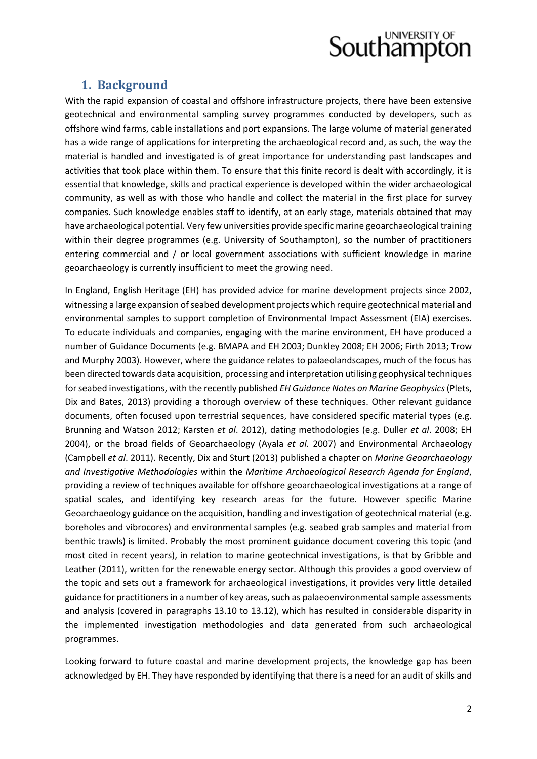## 1. Background

With the rapid expansion of coastal and offshore infrastructure projects, there have been extensive geotechnical and environmental sampling survey programmes conducted by developers, such as offshore wind farms, cable installations and port expansions. The large volume of material generated has a wide range of applications for interpreting the archaeological record and, as such, the way the material is handled and investigated is of great importance for understanding past landscapes and activities that took place within them. To ensure that this finite record is dealt with accordingly, it is essential that knowledge, skills and practical experience is developed within the wider archaeological community, as well as with those who handle and collect the material in the first place for survey companies. Such knowledge enables staff to identify, at an early stage, materials obtained that may have archaeological potential. Very few universities provide specific marine geoarchaeological training within their degree programmes (e.g. University of Southampton), so the number of practitioners entering commercial and / or local government associations with sufficient knowledge in marine geoarchaeology is currently insufficient to meet the growing need.

In England, English Heritage (EH) has provided advice for marine development projects since 2002, witnessing a large expansion of seabed development projects which require geotechnical material and environmental samples to support completion of Environmental Impact Assessment (EIA) exercises. To educate individuals and companies, engaging with the marine environment, EH have produced a number of Guidance Documents (e.g. BMAPA and EH 2003; Dunkley 2008; EH 2006; Firth 2013; Trow and Murphy 2003). However, where the guidance relates to palaeolandscapes, much of the focus has been directed towards data acquisition, processing and interpretation utilising geophysical techniques for seabed investigations, with the recently published *EH Guidance Notes on Marine Geophysics* (Plets, Dix and Bates, 2013) providing a thorough overview of these techniques. Other relevant guidance documents, often focused upon terrestrial sequences, have considered specific material types (e.g. Brunning and Watson 2012; Karsten *et al*. 2012), dating methodologies (e.g. Duller *et al*. 2008; EH 2004), or the broad fields of Geoarchaeology (Ayala *et al.* 2007) and Environmental Archaeology (Campbell *et al*. 2011). Recently, Dix and Sturt (2013) published a chapter on *Marine Geoarchaeology and Investigative Methodologies* within the *Maritime Archaeological Research Agenda for England*, providing a review of techniques available for offshore geoarchaeological investigations at a range of spatial scales, and identifying key research areas for the future. However specific Marine Geoarchaeology guidance on the acquisition, handling and investigation of geotechnical material (e.g. boreholes and vibrocores) and environmental samples (e.g. seabed grab samples and material from benthic trawls) is limited. Probably the most prominent guidance document covering this topic (and most cited in recent years), in relation to marine geotechnical investigations, is that by Gribble and Leather (2011), written for the renewable energy sector. Although this provides a good overview of the topic and sets out a framework for archaeological investigations, it provides very little detailed guidance for practitioners in a number of key areas, such as palaeoenvironmental sample assessments and analysis (covered in paragraphs 13.10 to 13.12), which has resulted in considerable disparity in the implemented investigation methodologies and data generated from such archaeological programmes.

Looking forward to future coastal and marine development projects, the knowledge gap has been acknowledged by EH. They have responded by identifying that there is a need for an audit of skills and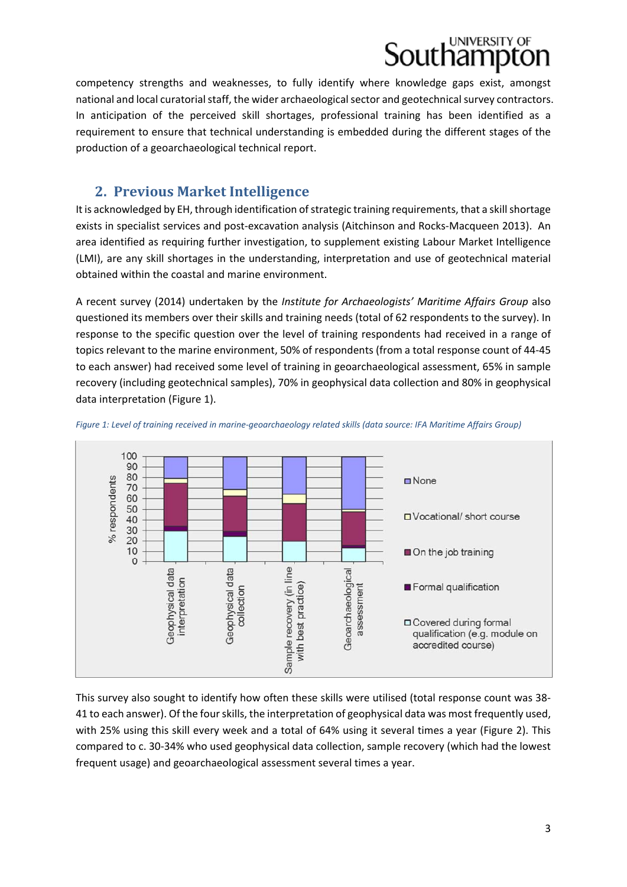competency strengths and weaknesses, to fully identify where knowledge gaps exist, amongst national and local curatorial staff, the wider archaeological sector and geotechnical survey contractors. In anticipation of the perceived skill shortages, professional training has been identified as a requirement to ensure that technical understanding is embedded during the different stages of the production of a geoarchaeological technical report.

## 2. Previous Market Intelligence

It is acknowledged by EH, through identification of strategic training requirements, that a skill shortage exists in specialist services and post-excavation analysis (Aitchinson and Rocks-Macqueen 2013). An area identified as requiring further investigation, to supplement existing Labour Market Intelligence (LMI), are any skill shortages in the understanding, interpretation and use of geotechnical material obtained within the coastal and marine environment.

A recent survey (2014) undertaken by the *Institute for Archaeologists' Maritime Affairs Group* also questioned its members over their skills and training needs (total of 62 respondents to the survey). In response to the specific question over the level of training respondents had received in a range of topics relevant to the marine environment, 50% of respondents (from a total response count of 44-45 to each answer) had received some level of training in geoarchaeological assessment, 65% in sample recovery (including geotechnical samples), 70% in geophysical data collection and 80% in geophysical data interpretation (Figure 1).

*Figure 1: Level of training received in marine-geoarchaeology related skills (data source: IFA Maritime Affairs Group)*

This survey also sought to identify how often these skills were utilised (total response count was 38-41 to each answer). Of the four skills, the interpretation of geophysical data was most frequently used, with 25% using this skill every week and a total of 64% using it several times a year (Figure 2). This compared to c. 30-34% who used geophysical data collection, sample recovery (which had the lowest frequent usage) and geoarchaeological assessment several times a year.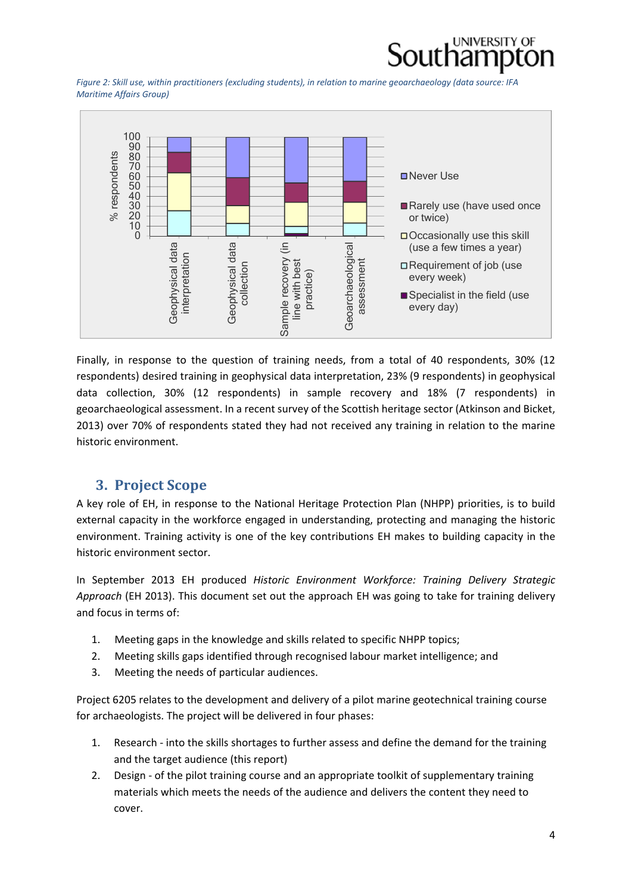*Figure 2: Skill use, within practitioners (excluding students), in relation to marine geoarchaeology (data source: IFA Maritime Affairs Group)*

Finally, in response to the question of training needs, from a total of 40 respondents, 30% (12 respondents) desired training in geophysical data interpretation, 23% (9 respondents) in geophysical data collection, 30% (12 respondents) in sample recovery and 18% (7 respondents) in geoarchaeological assessment. In a recent survey of the Scottish heritage sector (Atkinson and Bicket, 2013) over 70% of respondents stated they had not received any training in relation to the marine historic environment.

## 3. Project Scope

A key role of EH, in response to the National Heritage Protection Plan (NHPP) priorities, is to build external capacity in the workforce engaged in understanding, protecting and managing the historic environment. Training activity is one of the key contributions EH makes to building capacity in the historic environment sector.

In September 2013 EH produced *Historic Environment Workforce: Training Delivery Strategic Approach* (EH 2013). This document set out the approach EH was going to take for training delivery and focus in terms of:

1. Meeting gaps in the knowledge and skills related to specific NHPP topics;
2. Meeting skills gaps identified through recognised labour market intelligence; and
3. Meeting the needs of particular audiences.

Project 6205 relates to the development and delivery of a pilot marine geotechnical training course for archaeologists. The project will be delivered in four phases:

1. Research - into the skills shortages to further assess and define the demand for the training and the target audience (this report)
2. Design - of the pilot training course and an appropriate toolkit of supplementary training materials which meets the needs of the audience and delivers the content they need to cover.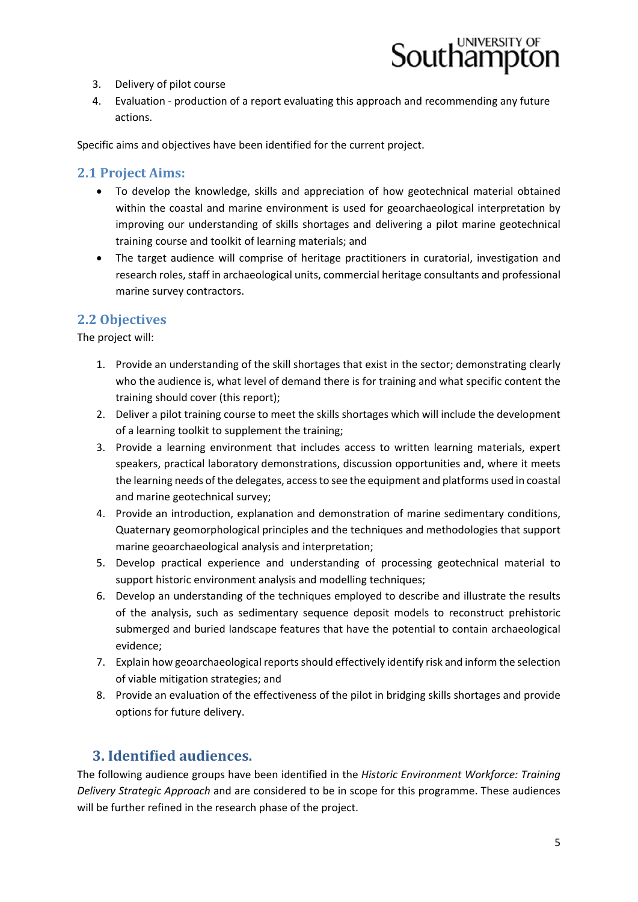3. Delivery of pilot course
4. Evaluation - production of a report evaluating this approach and recommending any future actions.

Specific aims and objectives have been identified for the current project.

## 2.1 Project Aims:

- To develop the knowledge, skills and appreciation of how geotechnical material obtained within the coastal and marine environment is used for geoarchaeological interpretation by improving our understanding of skills shortages and delivering a pilot marine geotechnical training course and toolkit of learning materials; and
- The target audience will comprise of heritage practitioners in curatorial, investigation and research roles, staff in archaeological units, commercial heritage consultants and professional marine survey contractors.

## 2.2 Objectives

The project will:

1. Provide an understanding of the skill shortages that exist in the sector; demonstrating clearly who the audience is, what level of demand there is for training and what specific content the training should cover (this report);
2. Deliver a pilot training course to meet the skills shortages which will include the development of a learning toolkit to supplement the training;
3. Provide a learning environment that includes access to written learning materials, expert speakers, practical laboratory demonstrations, discussion opportunities and, where it meets the learning needs of the delegates, access to see the equipment and platforms used in coastal and marine geotechnical survey;
4. Provide an introduction, explanation and demonstration of marine sedimentary conditions, Quaternary geomorphological principles and the techniques and methodologies that support marine geoarchaeological analysis and interpretation;
5. Develop practical experience and understanding of processing geotechnical material to support historic environment analysis and modelling techniques;
6. Develop an understanding of the techniques employed to describe and illustrate the results of the analysis, such as sedimentary sequence deposit models to reconstruct prehistoric submerged and buried landscape features that have the potential to contain archaeological evidence;
7. Explain how geoarchaeological reports should effectively identify risk and inform the selection of viable mitigation strategies; and
8. Provide an evaluation of the effectiveness of the pilot in bridging skills shortages and provide options for future delivery.

# 3. Identified audiences.

The following audience groups have been identified in the *Historic Environment Workforce: Training Delivery Strategic Approach* and are considered to be in scope for this programme. These audiences will be further refined in the research phase of the project.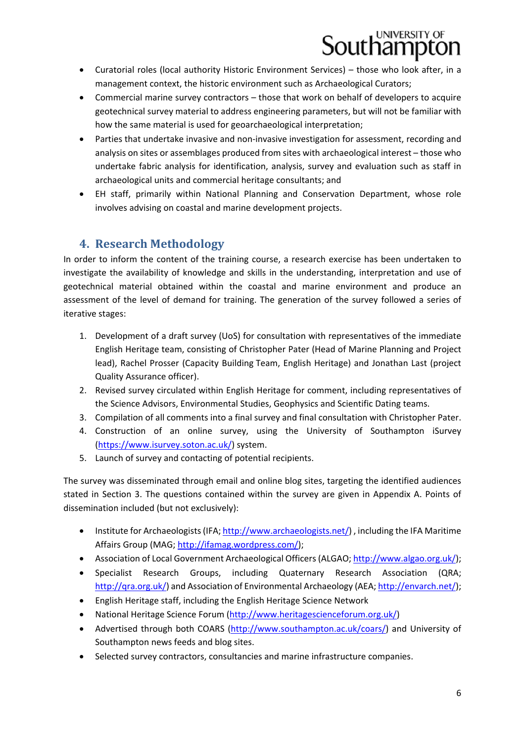- Curatorial roles (local authority Historic Environment Services) – those who look after, in a management context, the historic environment such as Archaeological Curators;
- Commercial marine survey contractors – those that work on behalf of developers to acquire geotechnical survey material to address engineering parameters, but will not be familiar with how the same material is used for geoarchaeological interpretation;
- Parties that undertake invasive and non-invasive investigation for assessment, recording and analysis on sites or assemblages produced from sites with archaeological interest – those who undertake fabric analysis for identification, analysis, survey and evaluation such as staff in archaeological units and commercial heritage consultants; and
- EH staff, primarily within National Planning and Conservation Department, whose role involves advising on coastal and marine development projects.

## 4. Research Methodology

In order to inform the content of the training course, a research exercise has been undertaken to investigate the availability of knowledge and skills in the understanding, interpretation and use of geotechnical material obtained within the coastal and marine environment and produce an assessment of the level of demand for training. The generation of the survey followed a series of iterative stages:

1. Development of a draft survey (UoS) for consultation with representatives of the immediate English Heritage team, consisting of Christopher Pater (Head of Marine Planning and Project lead), Rachel Prosser (Capacity Building Team, English Heritage) and Jonathan Last (project Quality Assurance officer).
2. Revised survey circulated within English Heritage for comment, including representatives of the Science Advisors, Environmental Studies, Geophysics and Scientific Dating teams.
3. Compilation of all comments into a final survey and final consultation with Christopher Pater.
4. Construction of an online survey, using the University of Southampton iSurvey (https://www.isurvey.soton.ac.uk/) system.
5. Launch of survey and contacting of potential recipients.

The survey was disseminated through email and online blog sites, targeting the identified audiences stated in Section 3. The questions contained within the survey are given in Appendix A. Points of dissemination included (but not exclusively):

- Institute for Archaeologists (IFA; http://www.archaeologists.net/) , including the IFA Maritime Affairs Group (MAG; http://ifamag.wordpress.com/);
- Association of Local Government Archaeological Officers (ALGAO; http://www.algao.org.uk/);
- Specialist Research Groups, including Quaternary Research Association (QRA; http://qra.org.uk/) and Association of Environmental Archaeology (AEA; http://envarch.net/);
- English Heritage staff, including the English Heritage Science Network
- National Heritage Science Forum (http://www.heritagescienceforum.org.uk/)
- Advertised through both COARS (http://www.southampton.ac.uk/coars/) and University of Southampton news feeds and blog sites.
- Selected survey contractors, consultancies and marine infrastructure companies.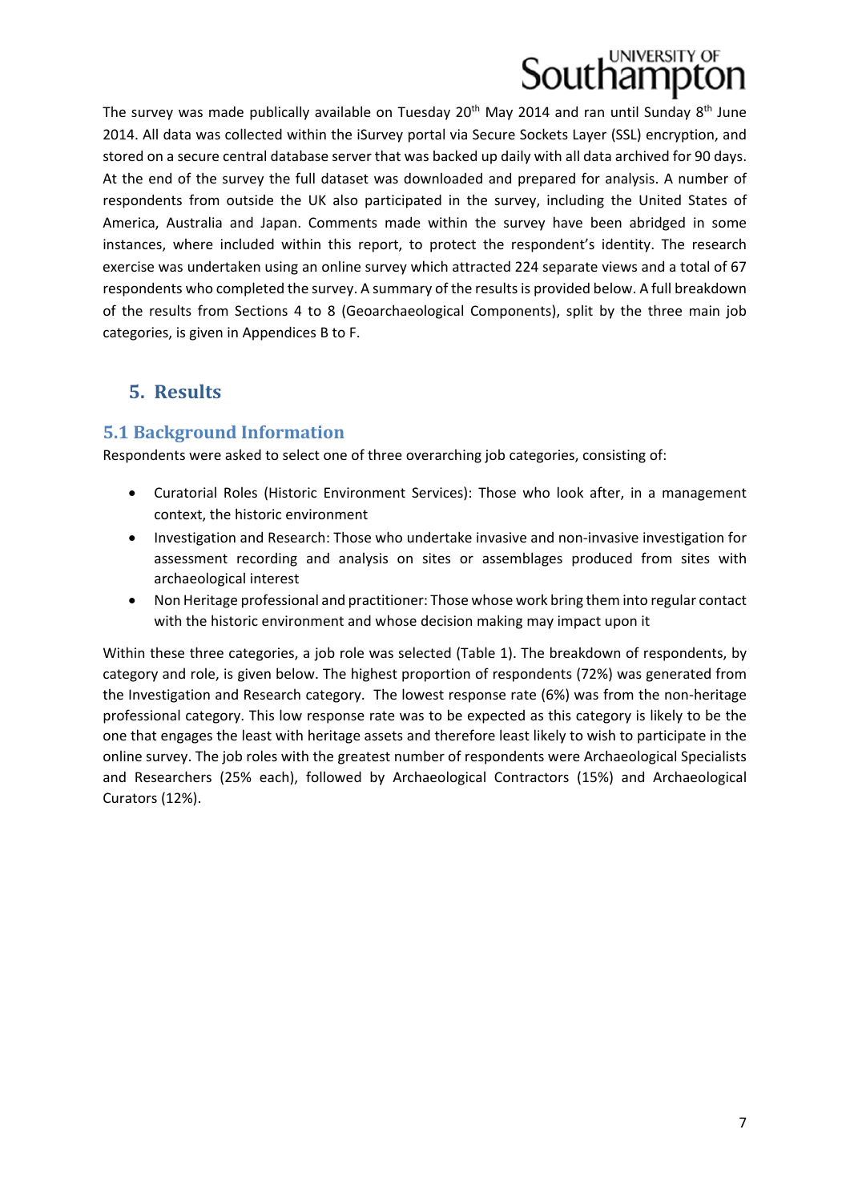The survey was made publically available on Tuesday 20th May 2014 and ran until Sunday 8th June 2014. All data was collected within the iSurvey portal via Secure Sockets Layer (SSL) encryption, and stored on a secure central database server that was backed up daily with all data archived for 90 days. At the end of the survey the full dataset was downloaded and prepared for analysis. A number of respondents from outside the UK also participated in the survey, including the United States of America, Australia and Japan. Comments made within the survey have been abridged in some instances, where included within this report, to protect the respondent's identity. The research exercise was undertaken using an online survey which attracted 224 separate views and a total of 67 respondents who completed the survey. A summary of the results is provided below. A full breakdown of the results from Sections 4 to 8 (Geoarchaeological Components), split by the three main job categories, is given in Appendices B to F.

# 5. Results

## 5.1 Background Information

Respondents were asked to select one of three overarching job categories, consisting of:

- Curatorial Roles (Historic Environment Services): Those who look after, in a management context, the historic environment
- Investigation and Research: Those who undertake invasive and non-invasive investigation for assessment recording and analysis on sites or assemblages produced from sites with archaeological interest
- Non Heritage professional and practitioner: Those whose work bring them into regular contact with the historic environment and whose decision making may impact upon it

Within these three categories, a job role was selected (Table 1). The breakdown of respondents, by category and role, is given below. The highest proportion of respondents (72%) was generated from the Investigation and Research category. The lowest response rate (6%) was from the non-heritage professional category. This low response rate was to be expected as this category is likely to be the one that engages the least with heritage assets and therefore least likely to wish to participate in the online survey. The job roles with the greatest number of respondents were Archaeological Specialists and Researchers (25% each), followed by Archaeological Contractors (15%) and Archaeological Curators (12%).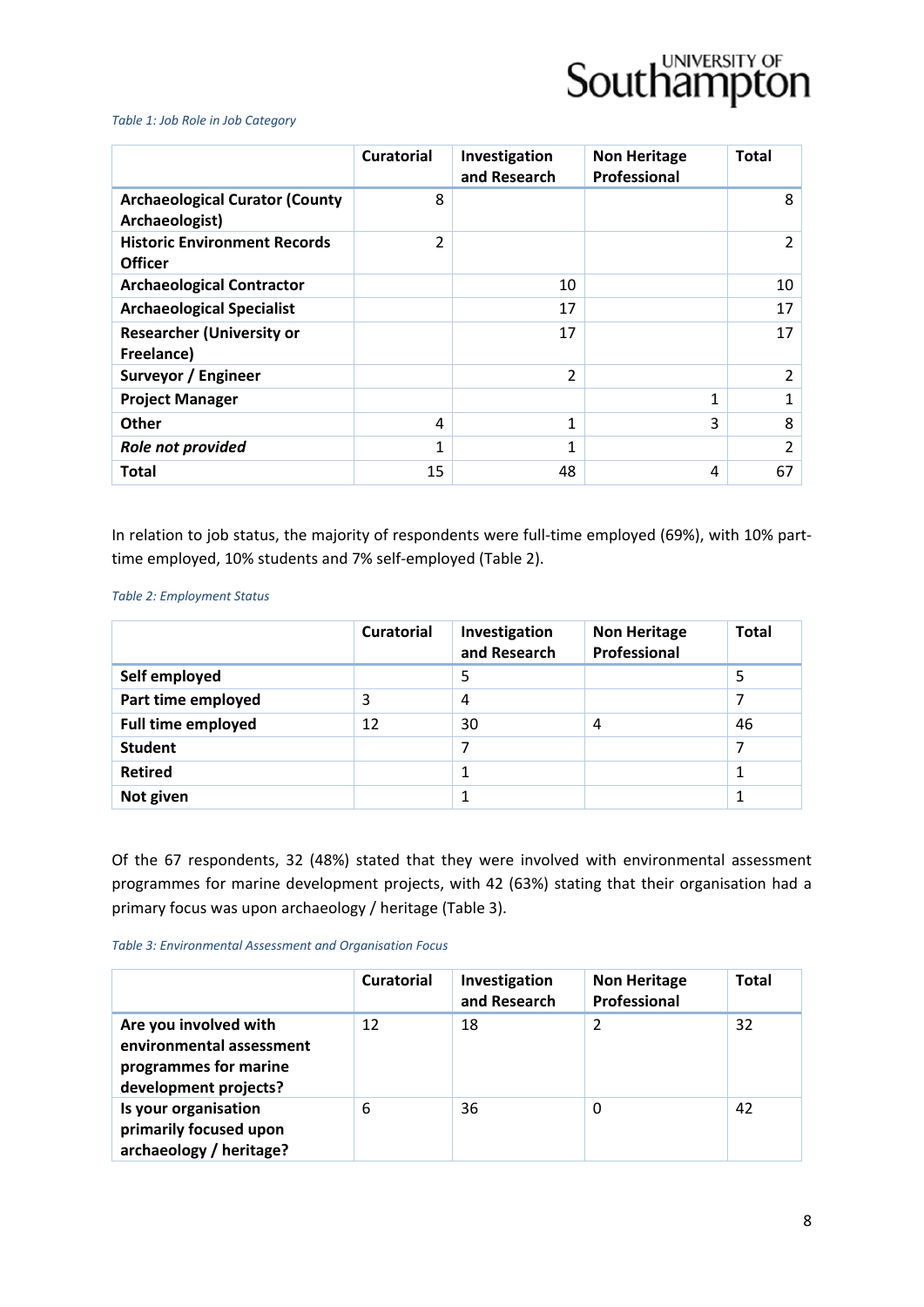*Table 1: Job Role in Job Category*

| | Curatorial | Investigation and Research | Non Heritage Professional | Total |
|---|---|---|---|---|
| **Archaeological Curator (County Archaeologist)** | 8 | | | 8 |
| **Historic Environment Records Officer** | 2 | | | 2 |
| **Archaeological Contractor** | | 10 | | 10 |
| **Archaeological Specialist** | | 17 | | 17 |
| **Researcher (University or Freelance)** | | 17 | | 17 |
| **Surveyor / Engineer** | | 2 | | 2 |
| **Project Manager** | | | 1 | 1 |
| **Other** | 4 | 1 | 3 | 8 |
| ***Role not provided*** | 1 | 1 | | 2 |
| **Total** | 15 | 48 | 4 | 67 |

In relation to job status, the majority of respondents were full-time employed (69%), with 10% part-time employed, 10% students and 7% self-employed (Table 2).

*Table 2: Employment Status*

| | Curatorial | Investigation and Research | Non Heritage Professional | Total |
|---|---|---|---|---|
| **Self employed** | | 5 | | 5 |
| **Part time employed** | 3 | 4 | | 7 |
| **Full time employed** | 12 | 30 | 4 | 46 |
| **Student** | | 7 | | 7 |
| **Retired** | | 1 | | 1 |
| **Not given** | | 1 | | 1 |

Of the 67 respondents, 32 (48%) stated that they were involved with environmental assessment programmes for marine development projects, with 42 (63%) stating that their organisation had a primary focus was upon archaeology / heritage (Table 3).

*Table 3: Environmental Assessment and Organisation Focus*

| | Curatorial | Investigation and Research | Non Heritage Professional | Total |
|---|---|---|---|---|
| **Are you involved with environmental assessment programmes for marine development projects?** | 12 | 18 | 2 | 32 |
| **Is your organisation primarily focused upon archaeology / heritage?** | 6 | 36 | 0 | 42 |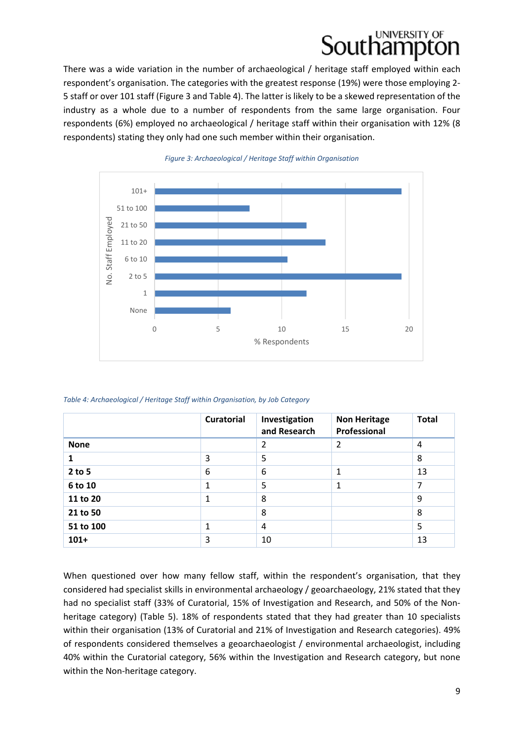There was a wide variation in the number of archaeological / heritage staff employed within each respondent's organisation. The categories with the greatest response (19%) were those employing 2-5 staff or over 101 staff (Figure 3 and Table 4). The latter is likely to be a skewed representation of the industry as a whole due to a number of respondents from the same large organisation. Four respondents (6%) employed no archaeological / heritage staff within their organisation with 12% (8 respondents) stating they only had one such member within their organisation.

*Figure 3: Archaeological / Heritage Staff within Organisation*

*Table 4: Archaeological / Heritage Staff within Organisation, by Job Category*

| | Curatorial | Investigation and Research | Non Heritage Professional | Total |
|---|---|---|---|---|
| **None** | | 2 | 2 | 4 |
| **1** | 3 | 5 | | 8 |
| **2 to 5** | 6 | 6 | 1 | 13 |
| **6 to 10** | 1 | 5 | 1 | 7 |
| **11 to 20** | 1 | 8 | | 9 |
| **21 to 50** | | 8 | | 8 |
| **51 to 100** | 1 | 4 | | 5 |
| **101+** | 3 | 10 | | 13 |

When questioned over how many fellow staff, within the respondent's organisation, that they considered had specialist skills in environmental archaeology / geoarchaeology, 21% stated that they had no specialist staff (33% of Curatorial, 15% of Investigation and Research, and 50% of the Non-heritage category) (Table 5). 18% of respondents stated that they had greater than 10 specialists within their organisation (13% of Curatorial and 21% of Investigation and Research categories). 49% of respondents considered themselves a geoarchaeologist / environmental archaeologist, including 40% within the Curatorial category, 56% within the Investigation and Research category, but none within the Non-heritage category.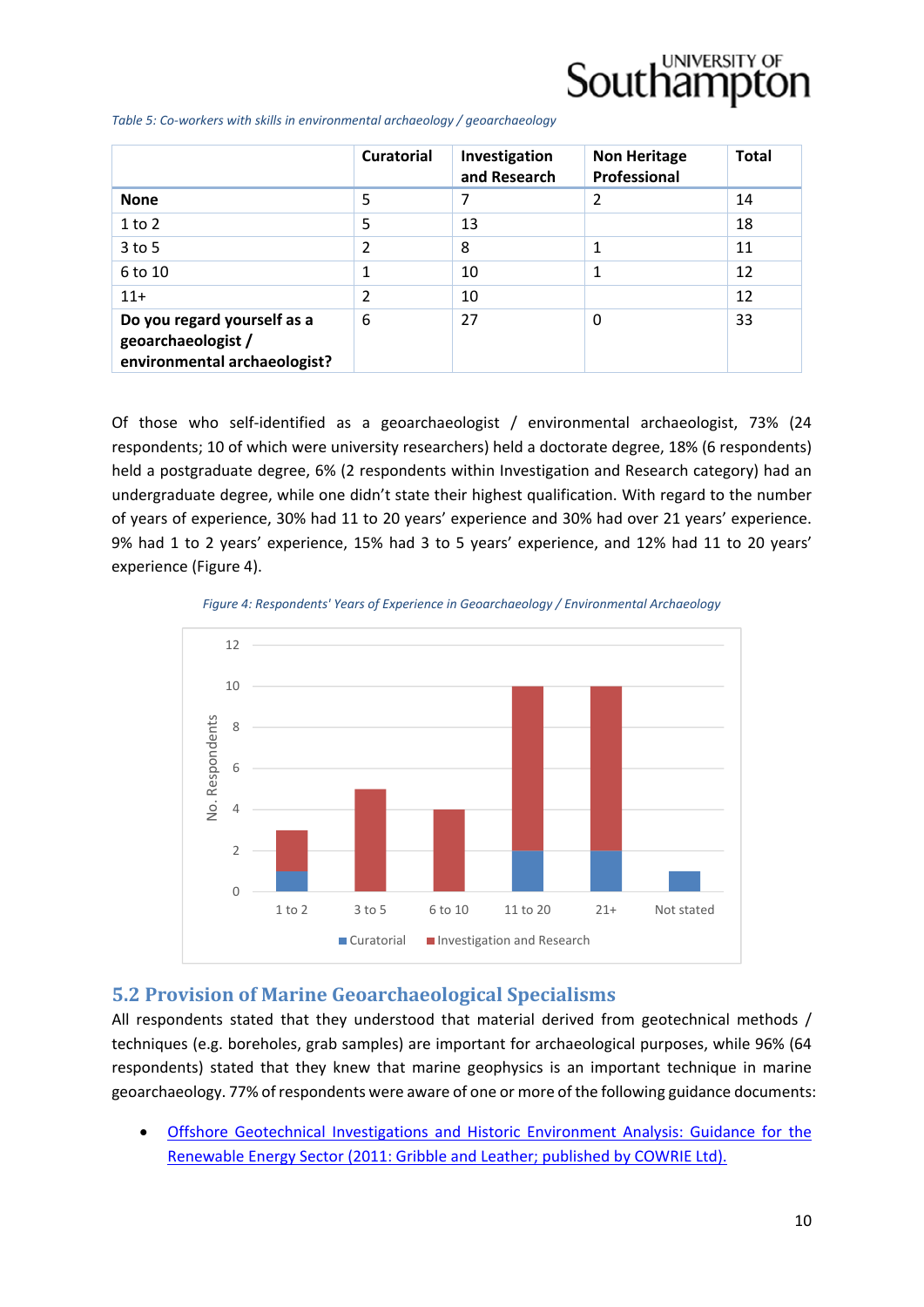*Table 5: Co-workers with skills in environmental archaeology / geoarchaeology*

| | Curatorial | Investigation and Research | Non Heritage Professional | Total |
|---|---|---|---|---|
| **None** | 5 | 7 | 2 | 14 |
| 1 to 2 | 5 | 13 | | 18 |
| 3 to 5 | 2 | 8 | 1 | 11 |
| 6 to 10 | 1 | 10 | 1 | 12 |
| 11+ | 2 | 10 | | 12 |
| **Do you regard yourself as a geoarchaeologist / environmental archaeologist?** | 6 | 27 | 0 | 33 |

Of those who self-identified as a geoarchaeologist / environmental archaeologist, 73% (24 respondents; 10 of which were university researchers) held a doctorate degree, 18% (6 respondents) held a postgraduate degree, 6% (2 respondents within Investigation and Research category) had an undergraduate degree, while one didn't state their highest qualification. With regard to the number of years of experience, 30% had 11 to 20 years' experience and 30% had over 21 years' experience. 9% had 1 to 2 years' experience, 15% had 3 to 5 years' experience, and 12% had 11 to 20 years' experience (Figure 4).

*Figure 4: Respondents' Years of Experience in Geoarchaeology / Environmental Archaeology*

## 5.2 Provision of Marine Geoarchaeological Specialisms

All respondents stated that they understood that material derived from geotechnical methods / techniques (e.g. boreholes, grab samples) are important for archaeological purposes, while 96% (64 respondents) stated that they knew that marine geophysics is an important technique in marine geoarchaeology. 77% of respondents were aware of one or more of the following guidance documents:

- Offshore Geotechnical Investigations and Historic Environment Analysis: Guidance for the Renewable Energy Sector (2011: Gribble and Leather; published by COWRIE Ltd).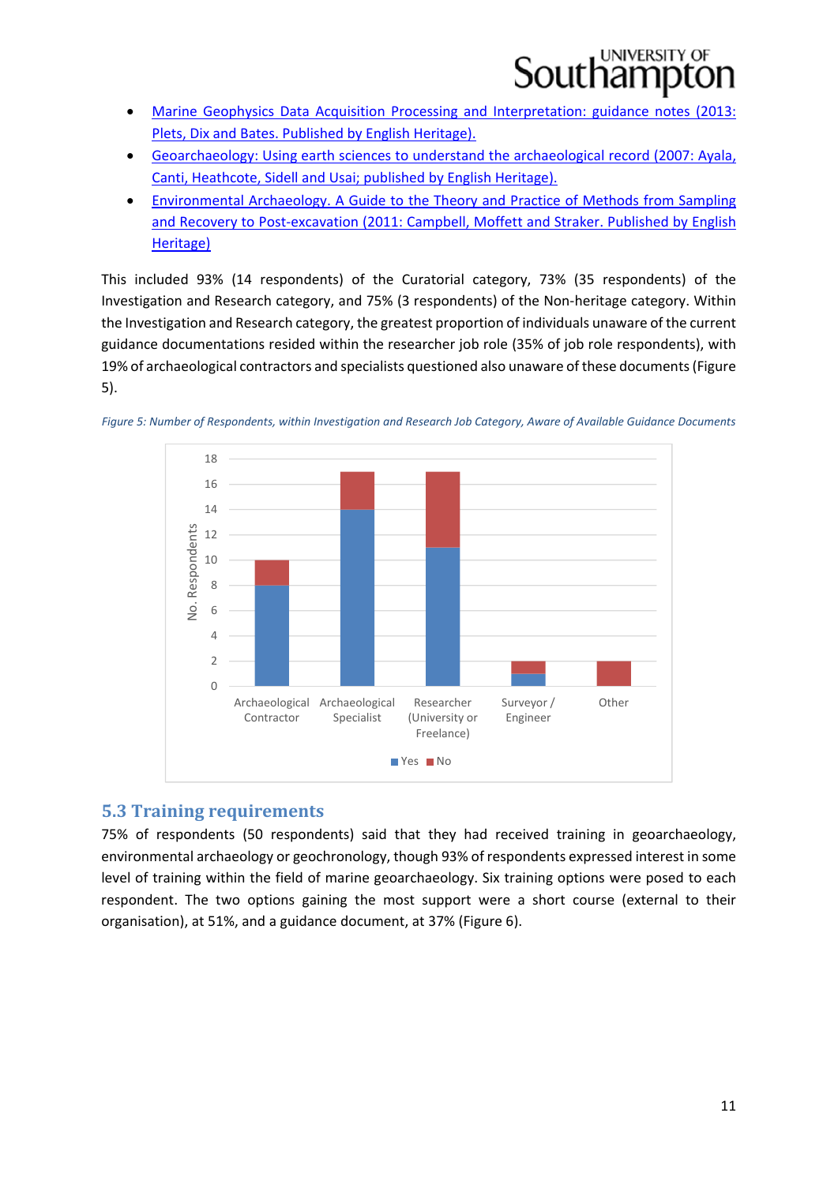- Marine Geophysics Data Acquisition Processing and Interpretation: guidance notes (2013: Plets, Dix and Bates. Published by English Heritage).
- Geoarchaeology: Using earth sciences to understand the archaeological record (2007: Ayala, Canti, Heathcote, Sidell and Usai; published by English Heritage).
- Environmental Archaeology. A Guide to the Theory and Practice of Methods from Sampling and Recovery to Post-excavation (2011: Campbell, Moffett and Straker. Published by English Heritage)

This included 93% (14 respondents) of the Curatorial category, 73% (35 respondents) of the Investigation and Research category, and 75% (3 respondents) of the Non-heritage category. Within the Investigation and Research category, the greatest proportion of individuals unaware of the current guidance documentations resided within the researcher job role (35% of job role respondents), with 19% of archaeological contractors and specialists questioned also unaware of these documents (Figure 5).

*Figure 5: Number of Respondents, within Investigation and Research Job Category, Aware of Available Guidance Documents*

| Job role | Yes | No |
|---|---|---|
| Archaeological Contractor | 8 | 2 |
| Archaeological Specialist | 14 | 3 |
| Researcher (University or Freelance) | 11 | 6 |
| Surveyor / Engineer | 1 | 1 |
| Other | 0 | 2 |

## 5.3 Training requirements

75% of respondents (50 respondents) said that they had received training in geoarchaeology, environmental archaeology or geochronology, though 93% of respondents expressed interest in some level of training within the field of marine geoarchaeology. Six training options were posed to each respondent. The two options gaining the most support were a short course (external to their organisation), at 51%, and a guidance document, at 37% (Figure 6).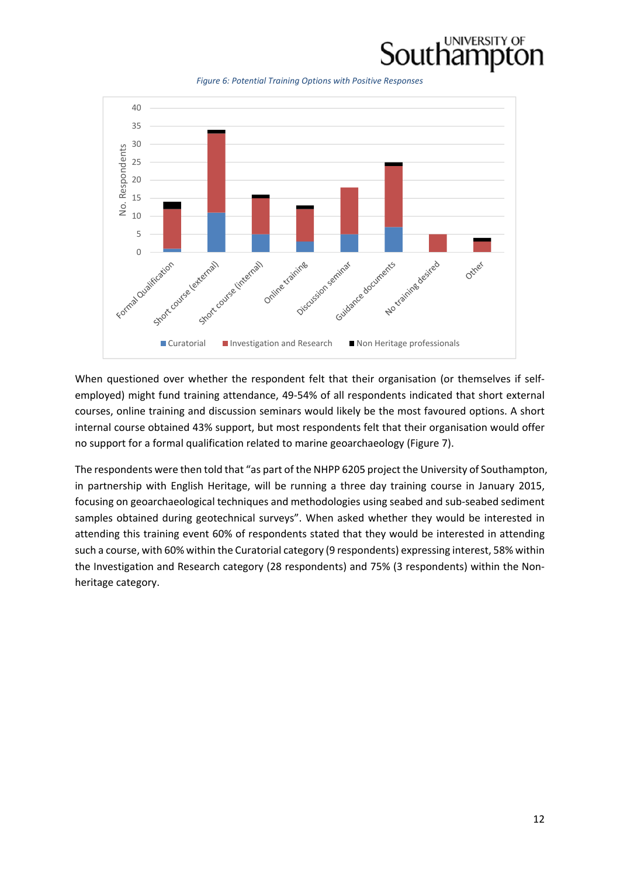*Figure 6: Potential Training Options with Positive Responses*

When questioned over whether the respondent felt that their organisation (or themselves if self-employed) might fund training attendance, 49-54% of all respondents indicated that short external courses, online training and discussion seminars would likely be the most favoured options. A short internal course obtained 43% support, but most respondents felt that their organisation would offer no support for a formal qualification related to marine geoarchaeology (Figure 7).

The respondents were then told that "as part of the NHPP 6205 project the University of Southampton, in partnership with English Heritage, will be running a three day training course in January 2015, focusing on geoarchaeological techniques and methodologies using seabed and sub-seabed sediment samples obtained during geotechnical surveys". When asked whether they would be interested in attending this training event 60% of respondents stated that they would be interested in attending such a course, with 60% within the Curatorial category (9 respondents) expressing interest, 58% within the Investigation and Research category (28 respondents) and 75% (3 respondents) within the Non-heritage category.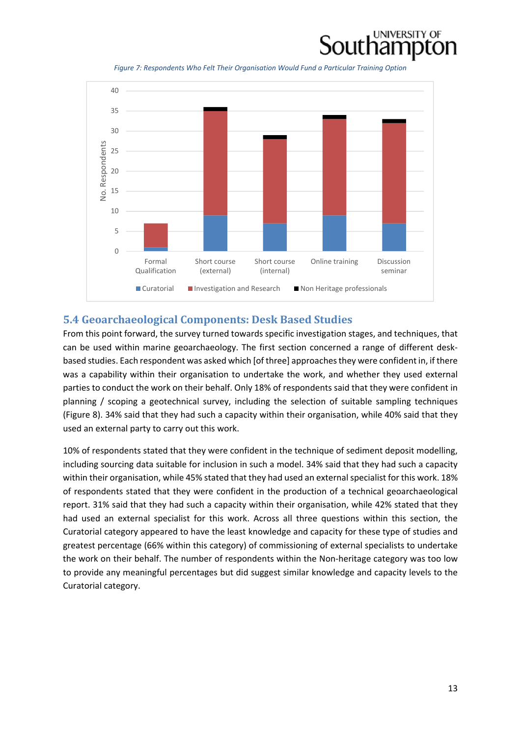*Figure 7: Respondents Who Felt Their Organisation Would Fund a Particular Training Option*

## 5.4 Geoarchaeological Components: Desk Based Studies

From this point forward, the survey turned towards specific investigation stages, and techniques, that can be used within marine geoarchaeology. The first section concerned a range of different desk-based studies. Each respondent was asked which [of three] approaches they were confident in, if there was a capability within their organisation to undertake the work, and whether they used external parties to conduct the work on their behalf. Only 18% of respondents said that they were confident in planning / scoping a geotechnical survey, including the selection of suitable sampling techniques (Figure 8). 34% said that they had such a capacity within their organisation, while 40% said that they used an external party to carry out this work.

10% of respondents stated that they were confident in the technique of sediment deposit modelling, including sourcing data suitable for inclusion in such a model. 34% said that they had such a capacity within their organisation, while 45% stated that they had used an external specialist for this work. 18% of respondents stated that they were confident in the production of a technical geoarchaeological report. 31% said that they had such a capacity within their organisation, while 42% stated that they had used an external specialist for this work. Across all three questions within this section, the Curatorial category appeared to have the least knowledge and capacity for these type of studies and greatest percentage (66% within this category) of commissioning of external specialists to undertake the work on their behalf. The number of respondents within the Non-heritage category was too low to provide any meaningful percentages but did suggest similar knowledge and capacity levels to the Curatorial category.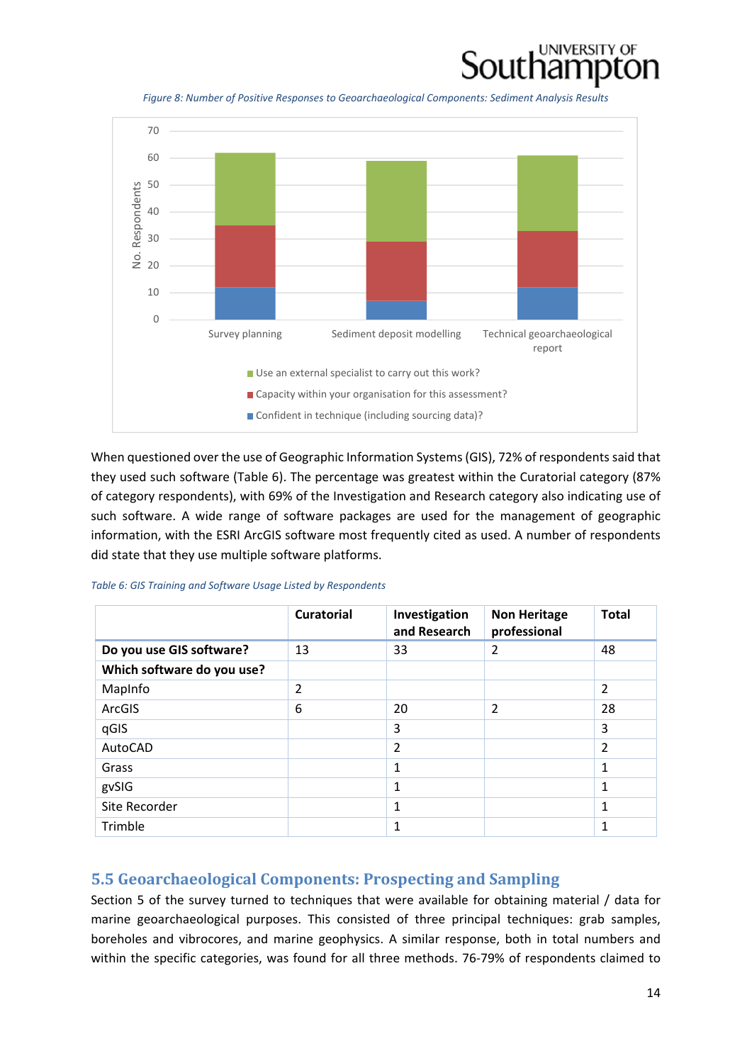*Figure 8: Number of Positive Responses to Geoarchaeological Components: Sediment Analysis Results*

When questioned over the use of Geographic Information Systems (GIS), 72% of respondents said that they used such software (Table 6). The percentage was greatest within the Curatorial category (87% of category respondents), with 69% of the Investigation and Research category also indicating use of such software. A wide range of software packages are used for the management of geographic information, with the ESRI ArcGIS software most frequently cited as used. A number of respondents did state that they use multiple software platforms.

*Table 6: GIS Training and Software Usage Listed by Respondents*

| | Curatorial | Investigation and Research | Non Heritage professional | Total |
|---|---|---|---|---|
| **Do you use GIS software?** | 13 | 33 | 2 | 48 |
| **Which software do you use?** | | | | |
| MapInfo | 2 | | | 2 |
| ArcGIS | 6 | 20 | 2 | 28 |
| qGIS | | 3 | | 3 |
| AutoCAD | | 2 | | 2 |
| Grass | | 1 | | 1 |
| gvSIG | | 1 | | 1 |
| Site Recorder | | 1 | | 1 |
| Trimble | | 1 | | 1 |

## 5.5 Geoarchaeological Components: Prospecting and Sampling

Section 5 of the survey turned to techniques that were available for obtaining material / data for marine geoarchaeological purposes. This consisted of three principal techniques: grab samples, boreholes and vibrocores, and marine geophysics. A similar response, both in total numbers and within the specific categories, was found for all three methods. 76-79% of respondents claimed to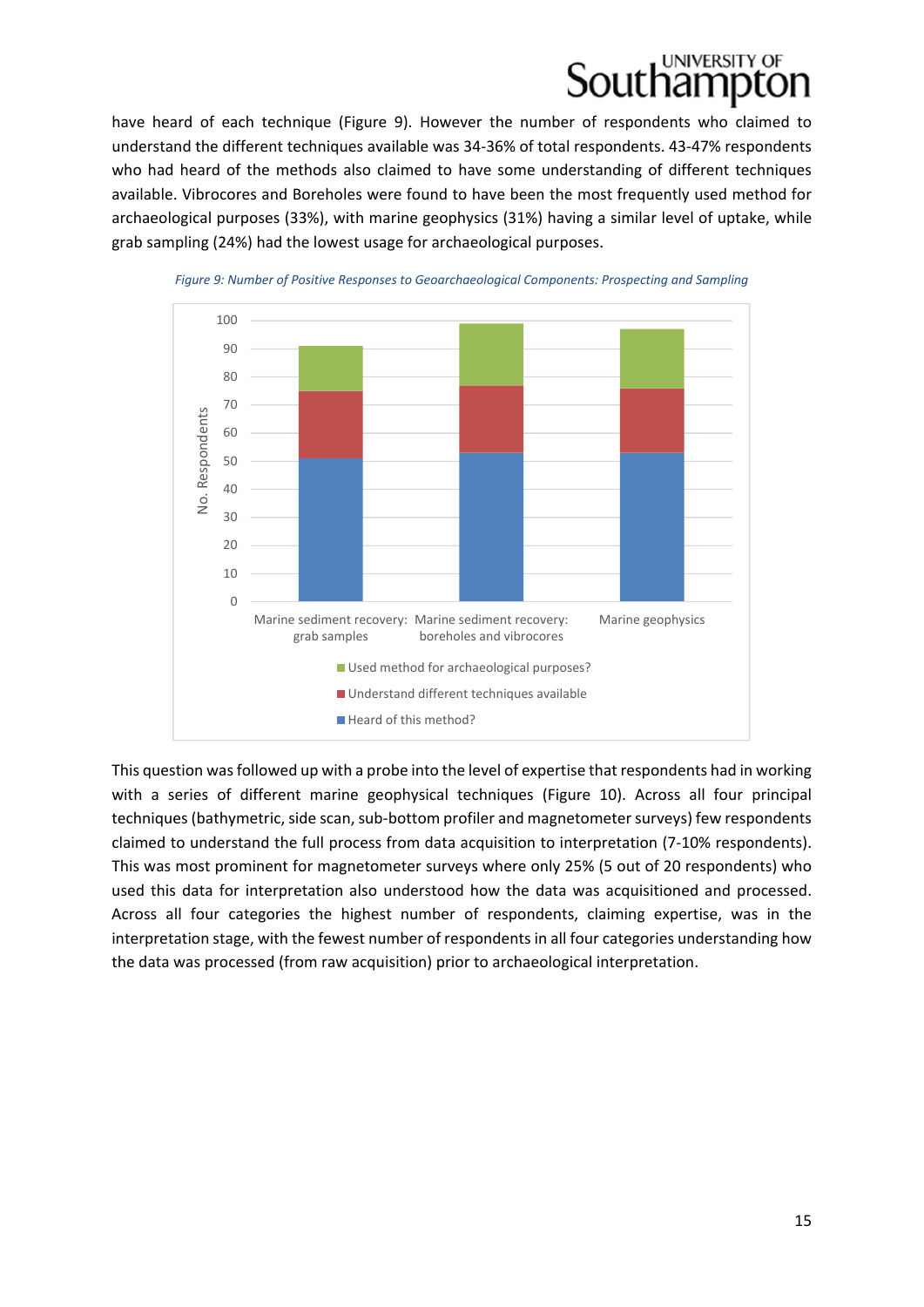have heard of each technique (Figure 9). However the number of respondents who claimed to understand the different techniques available was 34-36% of total respondents. 43-47% respondents who had heard of the methods also claimed to have some understanding of different techniques available. Vibrocores and Boreholes were found to have been the most frequently used method for archaeological purposes (33%), with marine geophysics (31%) having a similar level of uptake, while grab sampling (24%) had the lowest usage for archaeological purposes.

*Figure 9: Number of Positive Responses to Geoarchaeological Components: Prospecting and Sampling*

This question was followed up with a probe into the level of expertise that respondents had in working with a series of different marine geophysical techniques (Figure 10). Across all four principal techniques (bathymetric, side scan, sub-bottom profiler and magnetometer surveys) few respondents claimed to understand the full process from data acquisition to interpretation (7-10% respondents). This was most prominent for magnetometer surveys where only 25% (5 out of 20 respondents) who used this data for interpretation also understood how the data was acquisitioned and processed. Across all four categories the highest number of respondents, claiming expertise, was in the interpretation stage, with the fewest number of respondents in all four categories understanding how the data was processed (from raw acquisition) prior to archaeological interpretation.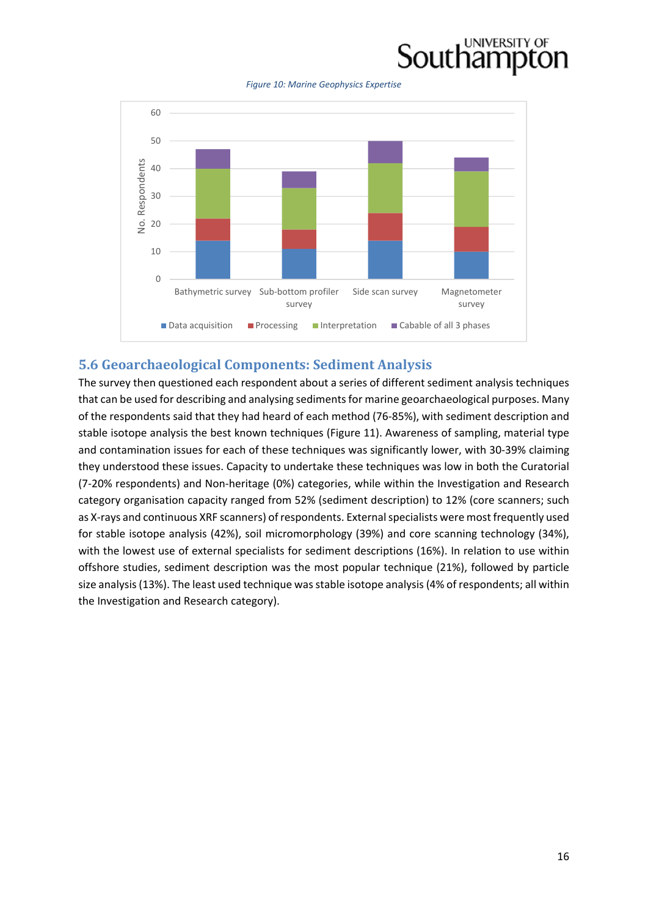*Figure 10: Marine Geophysics Expertise*

## 5.6 Geoarchaeological Components: Sediment Analysis

The survey then questioned each respondent about a series of different sediment analysis techniques that can be used for describing and analysing sediments for marine geoarchaeological purposes. Many of the respondents said that they had heard of each method (76-85%), with sediment description and stable isotope analysis the best known techniques (Figure 11). Awareness of sampling, material type and contamination issues for each of these techniques was significantly lower, with 30-39% claiming they understood these issues. Capacity to undertake these techniques was low in both the Curatorial (7-20% respondents) and Non-heritage (0%) categories, while within the Investigation and Research category organisation capacity ranged from 52% (sediment description) to 12% (core scanners; such as X-rays and continuous XRF scanners) of respondents. External specialists were most frequently used for stable isotope analysis (42%), soil micromorphology (39%) and core scanning technology (34%), with the lowest use of external specialists for sediment descriptions (16%). In relation to use within offshore studies, sediment description was the most popular technique (21%), followed by particle size analysis (13%). The least used technique was stable isotope analysis (4% of respondents; all within the Investigation and Research category).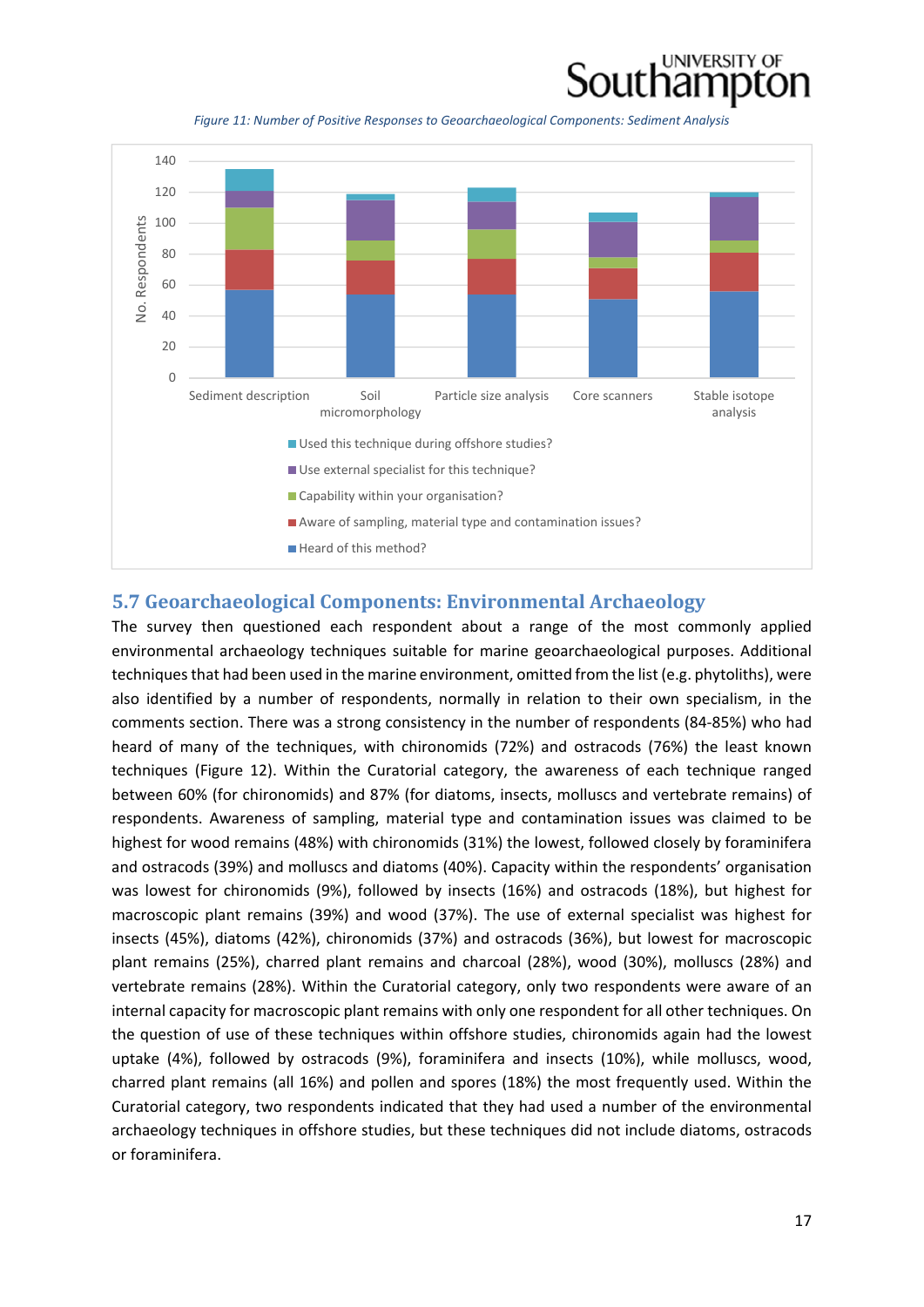*Figure 11: Number of Positive Responses to Geoarchaeological Components: Sediment Analysis*

## 5.7 Geoarchaeological Components: Environmental Archaeology

The survey then questioned each respondent about a range of the most commonly applied environmental archaeology techniques suitable for marine geoarchaeological purposes. Additional techniques that had been used in the marine environment, omitted from the list (e.g. phytoliths), were also identified by a number of respondents, normally in relation to their own specialism, in the comments section. There was a strong consistency in the number of respondents (84-85%) who had heard of many of the techniques, with chironomids (72%) and ostracods (76%) the least known techniques (Figure 12). Within the Curatorial category, the awareness of each technique ranged between 60% (for chironomids) and 87% (for diatoms, insects, molluscs and vertebrate remains) of respondents. Awareness of sampling, material type and contamination issues was claimed to be highest for wood remains (48%) with chironomids (31%) the lowest, followed closely by foraminifera and ostracods (39%) and molluscs and diatoms (40%). Capacity within the respondents' organisation was lowest for chironomids (9%), followed by insects (16%) and ostracods (18%), but highest for macroscopic plant remains (39%) and wood (37%). The use of external specialist was highest for insects (45%), diatoms (42%), chironomids (37%) and ostracods (36%), but lowest for macroscopic plant remains (25%), charred plant remains and charcoal (28%), wood (30%), molluscs (28%) and vertebrate remains (28%). Within the Curatorial category, only two respondents were aware of an internal capacity for macroscopic plant remains with only one respondent for all other techniques. On the question of use of these techniques within offshore studies, chironomids again had the lowest uptake (4%), followed by ostracods (9%), foraminifera and insects (10%), while molluscs, wood, charred plant remains (all 16%) and pollen and spores (18%) the most frequently used. Within the Curatorial category, two respondents indicated that they had used a number of the environmental archaeology techniques in offshore studies, but these techniques did not include diatoms, ostracods or foraminifera.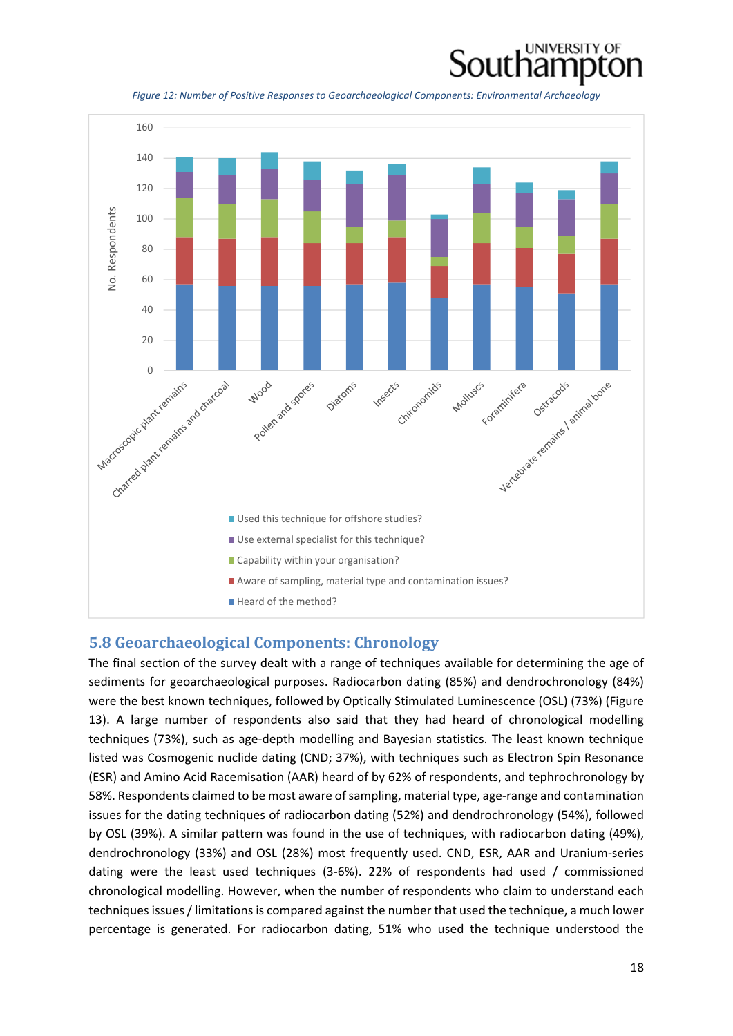*Figure 12: Number of Positive Responses to Geoarchaeological Components: Environmental Archaeology*

## 5.8 Geoarchaeological Components: Chronology

The final section of the survey dealt with a range of techniques available for determining the age of sediments for geoarchaeological purposes. Radiocarbon dating (85%) and dendrochronology (84%) were the best known techniques, followed by Optically Stimulated Luminescence (OSL) (73%) (Figure 13). A large number of respondents also said that they had heard of chronological modelling techniques (73%), such as age-depth modelling and Bayesian statistics. The least known technique listed was Cosmogenic nuclide dating (CND; 37%), with techniques such as Electron Spin Resonance (ESR) and Amino Acid Racemisation (AAR) heard of by 62% of respondents, and tephrochronology by 58%. Respondents claimed to be most aware of sampling, material type, age-range and contamination issues for the dating techniques of radiocarbon dating (52%) and dendrochronology (54%), followed by OSL (39%). A similar pattern was found in the use of techniques, with radiocarbon dating (49%), dendrochronology (33%) and OSL (28%) most frequently used. CND, ESR, AAR and Uranium-series dating were the least used techniques (3-6%). 22% of respondents had used / commissioned chronological modelling. However, when the number of respondents who claim to understand each techniques issues / limitations is compared against the number that used the technique, a much lower percentage is generated. For radiocarbon dating, 51% who used the technique understood the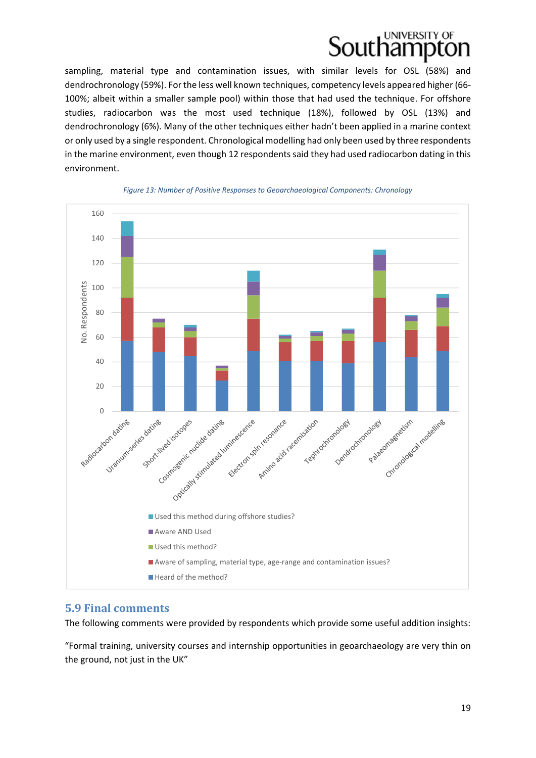sampling, material type and contamination issues, with similar levels for OSL (58%) and dendrochronology (59%). For the less well known techniques, competency levels appeared higher (66-100%; albeit within a smaller sample pool) within those that had used the technique. For offshore studies, radiocarbon was the most used technique (18%), followed by OSL (13%) and dendrochronology (6%). Many of the other techniques either hadn't been applied in a marine context or only used by a single respondent. Chronological modelling had only been used by three respondents in the marine environment, even though 12 respondents said they had used radiocarbon dating in this environment.

*Figure 13: Number of Positive Responses to Geoarchaeological Components: Chronology*

## 5.9 Final comments

The following comments were provided by respondents which provide some useful addition insights:

"Formal training, university courses and internship opportunities in geoarchaeology are very thin on the ground, not just in the UK"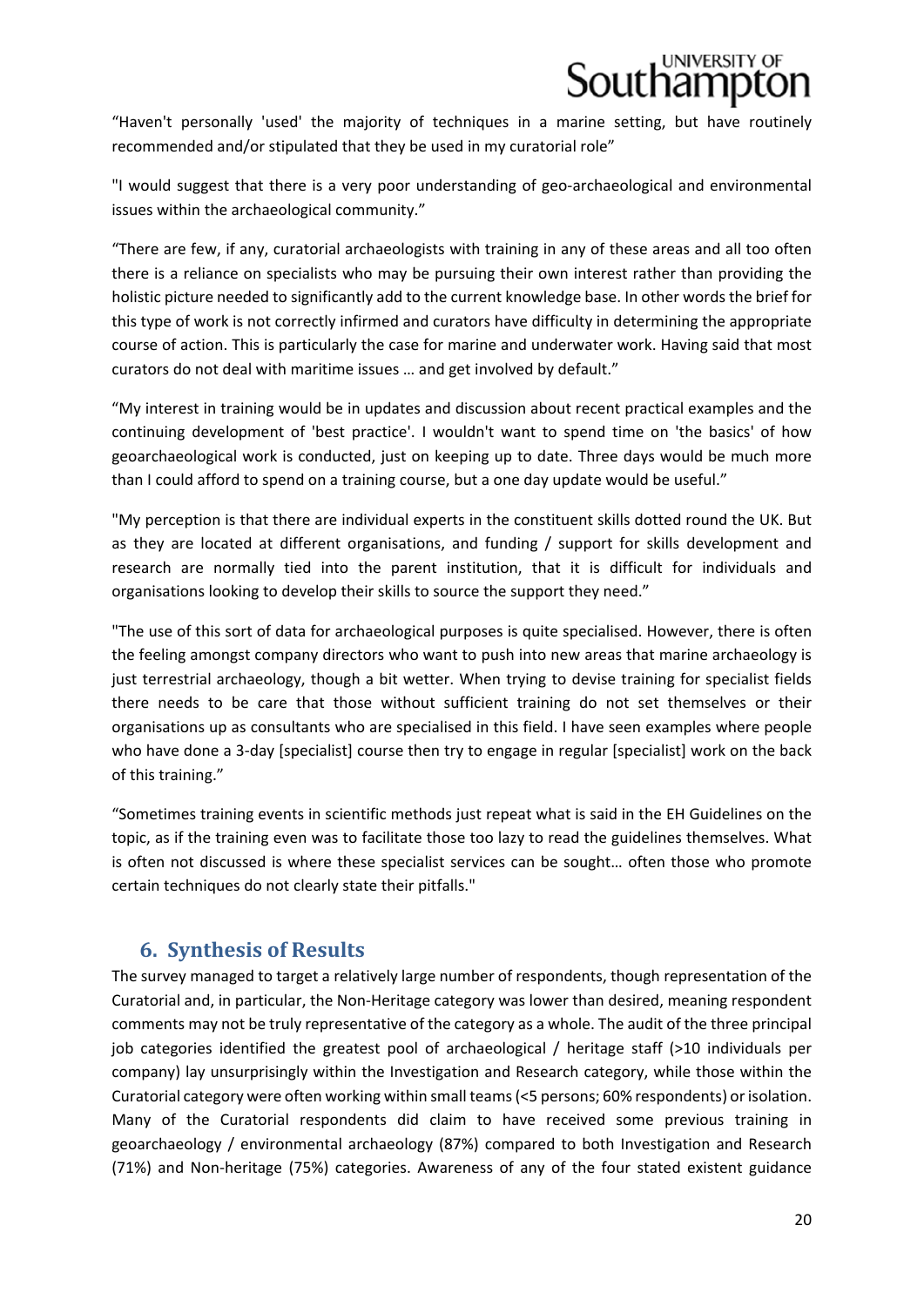"Haven't personally 'used' the majority of techniques in a marine setting, but have routinely recommended and/or stipulated that they be used in my curatorial role"

"I would suggest that there is a very poor understanding of geo-archaeological and environmental issues within the archaeological community."

"There are few, if any, curatorial archaeologists with training in any of these areas and all too often there is a reliance on specialists who may be pursuing their own interest rather than providing the holistic picture needed to significantly add to the current knowledge base. In other words the brief for this type of work is not correctly infirmed and curators have difficulty in determining the appropriate course of action. This is particularly the case for marine and underwater work. Having said that most curators do not deal with maritime issues … and get involved by default."

"My interest in training would be in updates and discussion about recent practical examples and the continuing development of 'best practice'. I wouldn't want to spend time on 'the basics' of how geoarchaeological work is conducted, just on keeping up to date. Three days would be much more than I could afford to spend on a training course, but a one day update would be useful."

"My perception is that there are individual experts in the constituent skills dotted round the UK. But as they are located at different organisations, and funding / support for skills development and research are normally tied into the parent institution, that it is difficult for individuals and organisations looking to develop their skills to source the support they need."

"The use of this sort of data for archaeological purposes is quite specialised. However, there is often the feeling amongst company directors who want to push into new areas that marine archaeology is just terrestrial archaeology, though a bit wetter. When trying to devise training for specialist fields there needs to be care that those without sufficient training do not set themselves or their organisations up as consultants who are specialised in this field. I have seen examples where people who have done a 3-day [specialist] course then try to engage in regular [specialist] work on the back of this training."

"Sometimes training events in scientific methods just repeat what is said in the EH Guidelines on the topic, as if the training even was to facilitate those too lazy to read the guidelines themselves. What is often not discussed is where these specialist services can be sought… often those who promote certain techniques do not clearly state their pitfalls."

## 6. Synthesis of Results

The survey managed to target a relatively large number of respondents, though representation of the Curatorial and, in particular, the Non-Heritage category was lower than desired, meaning respondent comments may not be truly representative of the category as a whole. The audit of the three principal job categories identified the greatest pool of archaeological / heritage staff (>10 individuals per company) lay unsurprisingly within the Investigation and Research category, while those within the Curatorial category were often working within small teams (<5 persons; 60% respondents) or isolation. Many of the Curatorial respondents did claim to have received some previous training in geoarchaeology / environmental archaeology (87%) compared to both Investigation and Research (71%) and Non-heritage (75%) categories. Awareness of any of the four stated existent guidance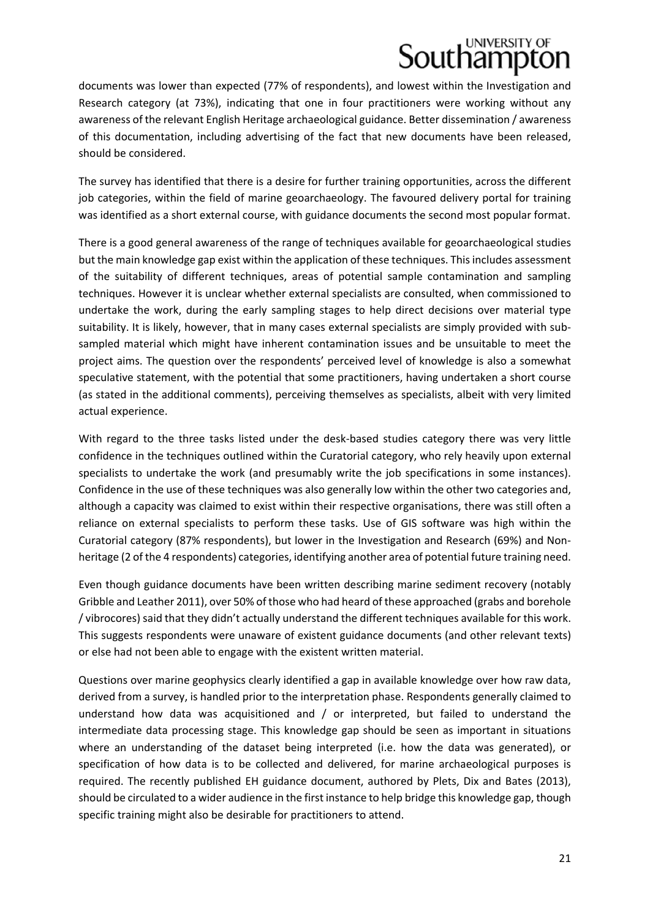documents was lower than expected (77% of respondents), and lowest within the Investigation and Research category (at 73%), indicating that one in four practitioners were working without any awareness of the relevant English Heritage archaeological guidance. Better dissemination / awareness of this documentation, including advertising of the fact that new documents have been released, should be considered.

The survey has identified that there is a desire for further training opportunities, across the different job categories, within the field of marine geoarchaeology. The favoured delivery portal for training was identified as a short external course, with guidance documents the second most popular format.

There is a good general awareness of the range of techniques available for geoarchaeological studies but the main knowledge gap exist within the application of these techniques. This includes assessment of the suitability of different techniques, areas of potential sample contamination and sampling techniques. However it is unclear whether external specialists are consulted, when commissioned to undertake the work, during the early sampling stages to help direct decisions over material type suitability. It is likely, however, that in many cases external specialists are simply provided with sub-sampled material which might have inherent contamination issues and be unsuitable to meet the project aims. The question over the respondents' perceived level of knowledge is also a somewhat speculative statement, with the potential that some practitioners, having undertaken a short course (as stated in the additional comments), perceiving themselves as specialists, albeit with very limited actual experience.

With regard to the three tasks listed under the desk-based studies category there was very little confidence in the techniques outlined within the Curatorial category, who rely heavily upon external specialists to undertake the work (and presumably write the job specifications in some instances). Confidence in the use of these techniques was also generally low within the other two categories and, although a capacity was claimed to exist within their respective organisations, there was still often a reliance on external specialists to perform these tasks. Use of GIS software was high within the Curatorial category (87% respondents), but lower in the Investigation and Research (69%) and Non-heritage (2 of the 4 respondents) categories, identifying another area of potential future training need.

Even though guidance documents have been written describing marine sediment recovery (notably Gribble and Leather 2011), over 50% of those who had heard of these approached (grabs and borehole / vibrocores) said that they didn't actually understand the different techniques available for this work. This suggests respondents were unaware of existent guidance documents (and other relevant texts) or else had not been able to engage with the existent written material.

Questions over marine geophysics clearly identified a gap in available knowledge over how raw data, derived from a survey, is handled prior to the interpretation phase. Respondents generally claimed to understand how data was acquisitioned and / or interpreted, but failed to understand the intermediate data processing stage. This knowledge gap should be seen as important in situations where an understanding of the dataset being interpreted (i.e. how the data was generated), or specification of how data is to be collected and delivered, for marine archaeological purposes is required. The recently published EH guidance document, authored by Plets, Dix and Bates (2013), should be circulated to a wider audience in the first instance to help bridge this knowledge gap, though specific training might also be desirable for practitioners to attend.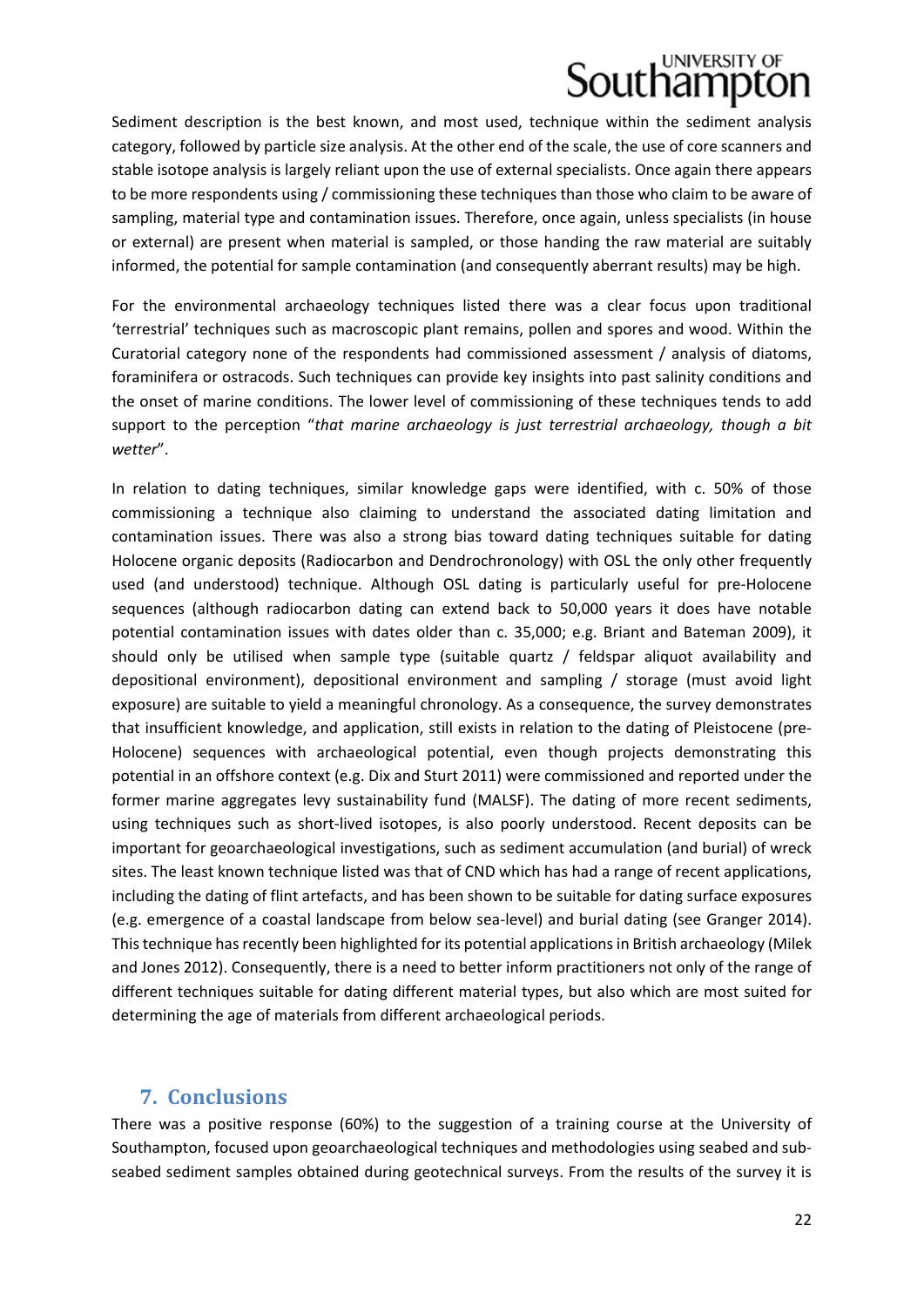Sediment description is the best known, and most used, technique within the sediment analysis category, followed by particle size analysis. At the other end of the scale, the use of core scanners and stable isotope analysis is largely reliant upon the use of external specialists. Once again there appears to be more respondents using / commissioning these techniques than those who claim to be aware of sampling, material type and contamination issues. Therefore, once again, unless specialists (in house or external) are present when material is sampled, or those handing the raw material are suitably informed, the potential for sample contamination (and consequently aberrant results) may be high.

For the environmental archaeology techniques listed there was a clear focus upon traditional 'terrestrial' techniques such as macroscopic plant remains, pollen and spores and wood. Within the Curatorial category none of the respondents had commissioned assessment / analysis of diatoms, foraminifera or ostracods. Such techniques can provide key insights into past salinity conditions and the onset of marine conditions. The lower level of commissioning of these techniques tends to add support to the perception "*that marine archaeology is just terrestrial archaeology, though a bit wetter*".

In relation to dating techniques, similar knowledge gaps were identified, with c. 50% of those commissioning a technique also claiming to understand the associated dating limitation and contamination issues. There was also a strong bias toward dating techniques suitable for dating Holocene organic deposits (Radiocarbon and Dendrochronology) with OSL the only other frequently used (and understood) technique. Although OSL dating is particularly useful for pre-Holocene sequences (although radiocarbon dating can extend back to 50,000 years it does have notable potential contamination issues with dates older than c. 35,000; e.g. Briant and Bateman 2009), it should only be utilised when sample type (suitable quartz / feldspar aliquot availability and depositional environment), depositional environment and sampling / storage (must avoid light exposure) are suitable to yield a meaningful chronology. As a consequence, the survey demonstrates that insufficient knowledge, and application, still exists in relation to the dating of Pleistocene (pre-Holocene) sequences with archaeological potential, even though projects demonstrating this potential in an offshore context (e.g. Dix and Sturt 2011) were commissioned and reported under the former marine aggregates levy sustainability fund (MALSF). The dating of more recent sediments, using techniques such as short-lived isotopes, is also poorly understood. Recent deposits can be important for geoarchaeological investigations, such as sediment accumulation (and burial) of wreck sites. The least known technique listed was that of CND which has had a range of recent applications, including the dating of flint artefacts, and has been shown to be suitable for dating surface exposures (e.g. emergence of a coastal landscape from below sea-level) and burial dating (see Granger 2014). This technique has recently been highlighted for its potential applications in British archaeology (Milek and Jones 2012). Consequently, there is a need to better inform practitioners not only of the range of different techniques suitable for dating different material types, but also which are most suited for determining the age of materials from different archaeological periods.

## 7. Conclusions

There was a positive response (60%) to the suggestion of a training course at the University of Southampton, focused upon geoarchaeological techniques and methodologies using seabed and sub-seabed sediment samples obtained during geotechnical surveys. From the results of the survey it is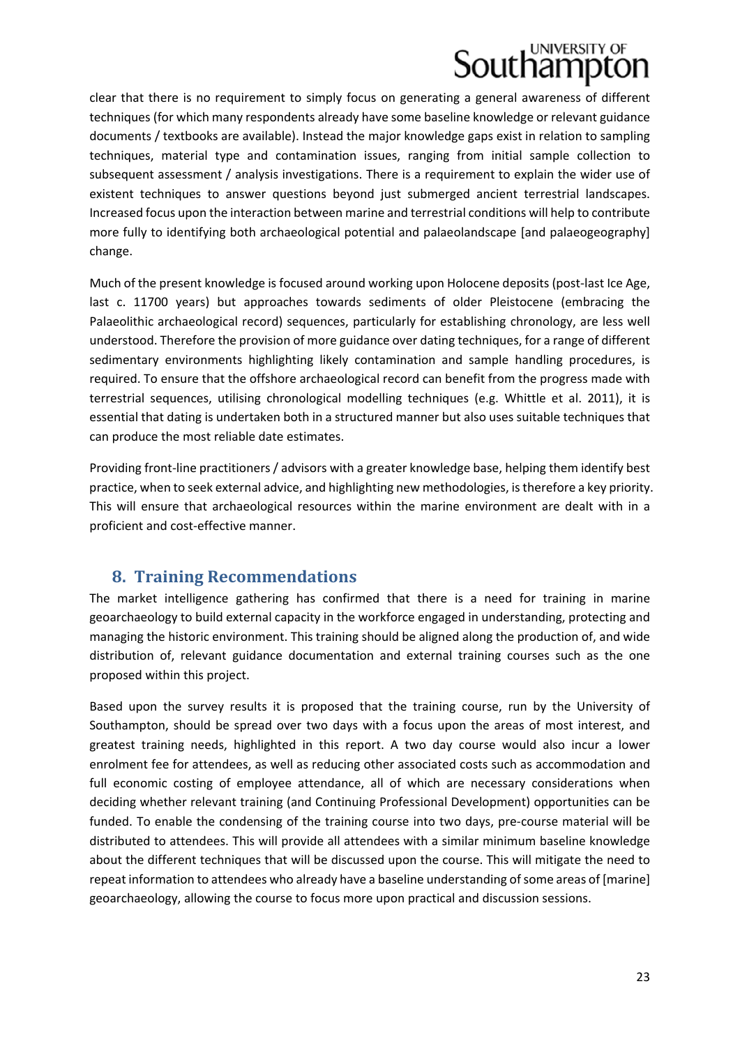clear that there is no requirement to simply focus on generating a general awareness of different techniques (for which many respondents already have some baseline knowledge or relevant guidance documents / textbooks are available). Instead the major knowledge gaps exist in relation to sampling techniques, material type and contamination issues, ranging from initial sample collection to subsequent assessment / analysis investigations. There is a requirement to explain the wider use of existent techniques to answer questions beyond just submerged ancient terrestrial landscapes. Increased focus upon the interaction between marine and terrestrial conditions will help to contribute more fully to identifying both archaeological potential and palaeolandscape [and palaeogeography] change.

Much of the present knowledge is focused around working upon Holocene deposits (post-last Ice Age, last c. 11700 years) but approaches towards sediments of older Pleistocene (embracing the Palaeolithic archaeological record) sequences, particularly for establishing chronology, are less well understood. Therefore the provision of more guidance over dating techniques, for a range of different sedimentary environments highlighting likely contamination and sample handling procedures, is required. To ensure that the offshore archaeological record can benefit from the progress made with terrestrial sequences, utilising chronological modelling techniques (e.g. Whittle et al. 2011), it is essential that dating is undertaken both in a structured manner but also uses suitable techniques that can produce the most reliable date estimates.

Providing front-line practitioners / advisors with a greater knowledge base, helping them identify best practice, when to seek external advice, and highlighting new methodologies, is therefore a key priority. This will ensure that archaeological resources within the marine environment are dealt with in a proficient and cost-effective manner.

## 8. Training Recommendations

The market intelligence gathering has confirmed that there is a need for training in marine geoarchaeology to build external capacity in the workforce engaged in understanding, protecting and managing the historic environment. This training should be aligned along the production of, and wide distribution of, relevant guidance documentation and external training courses such as the one proposed within this project.

Based upon the survey results it is proposed that the training course, run by the University of Southampton, should be spread over two days with a focus upon the areas of most interest, and greatest training needs, highlighted in this report. A two day course would also incur a lower enrolment fee for attendees, as well as reducing other associated costs such as accommodation and full economic costing of employee attendance, all of which are necessary considerations when deciding whether relevant training (and Continuing Professional Development) opportunities can be funded. To enable the condensing of the training course into two days, pre-course material will be distributed to attendees. This will provide all attendees with a similar minimum baseline knowledge about the different techniques that will be discussed upon the course. This will mitigate the need to repeat information to attendees who already have a baseline understanding of some areas of [marine] geoarchaeology, allowing the course to focus more upon practical and discussion sessions.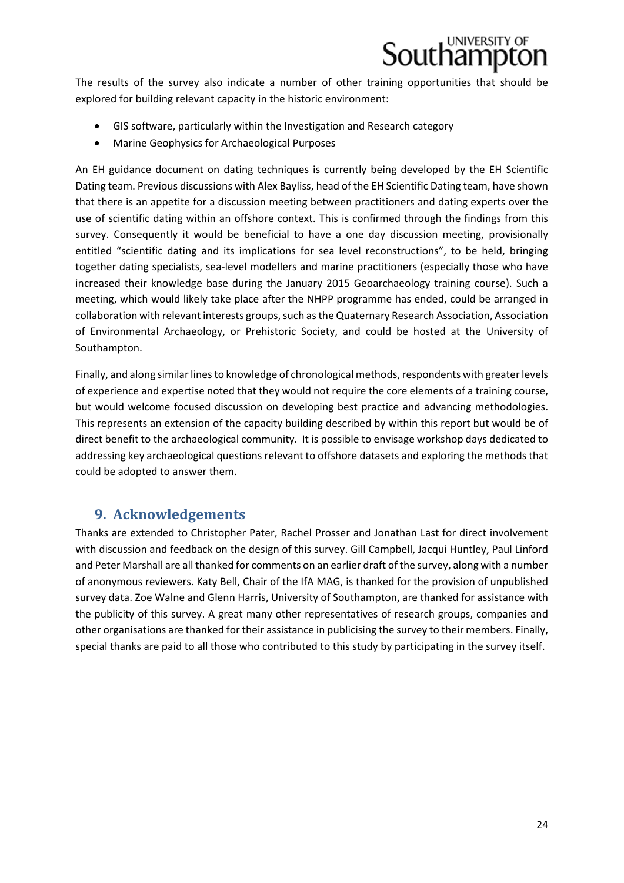The results of the survey also indicate a number of other training opportunities that should be explored for building relevant capacity in the historic environment:

- GIS software, particularly within the Investigation and Research category
- Marine Geophysics for Archaeological Purposes

An EH guidance document on dating techniques is currently being developed by the EH Scientific Dating team. Previous discussions with Alex Bayliss, head of the EH Scientific Dating team, have shown that there is an appetite for a discussion meeting between practitioners and dating experts over the use of scientific dating within an offshore context. This is confirmed through the findings from this survey. Consequently it would be beneficial to have a one day discussion meeting, provisionally entitled "scientific dating and its implications for sea level reconstructions", to be held, bringing together dating specialists, sea-level modellers and marine practitioners (especially those who have increased their knowledge base during the January 2015 Geoarchaeology training course). Such a meeting, which would likely take place after the NHPP programme has ended, could be arranged in collaboration with relevant interests groups, such as the Quaternary Research Association, Association of Environmental Archaeology, or Prehistoric Society, and could be hosted at the University of Southampton.

Finally, and along similar lines to knowledge of chronological methods, respondents with greater levels of experience and expertise noted that they would not require the core elements of a training course, but would welcome focused discussion on developing best practice and advancing methodologies. This represents an extension of the capacity building described by within this report but would be of direct benefit to the archaeological community. It is possible to envisage workshop days dedicated to addressing key archaeological questions relevant to offshore datasets and exploring the methods that could be adopted to answer them.

## 9. Acknowledgements

Thanks are extended to Christopher Pater, Rachel Prosser and Jonathan Last for direct involvement with discussion and feedback on the design of this survey. Gill Campbell, Jacqui Huntley, Paul Linford and Peter Marshall are all thanked for comments on an earlier draft of the survey, along with a number of anonymous reviewers. Katy Bell, Chair of the IfA MAG, is thanked for the provision of unpublished survey data. Zoe Walne and Glenn Harris, University of Southampton, are thanked for assistance with the publicity of this survey. A great many other representatives of research groups, companies and other organisations are thanked for their assistance in publicising the survey to their members. Finally, special thanks are paid to all those who contributed to this study by participating in the survey itself.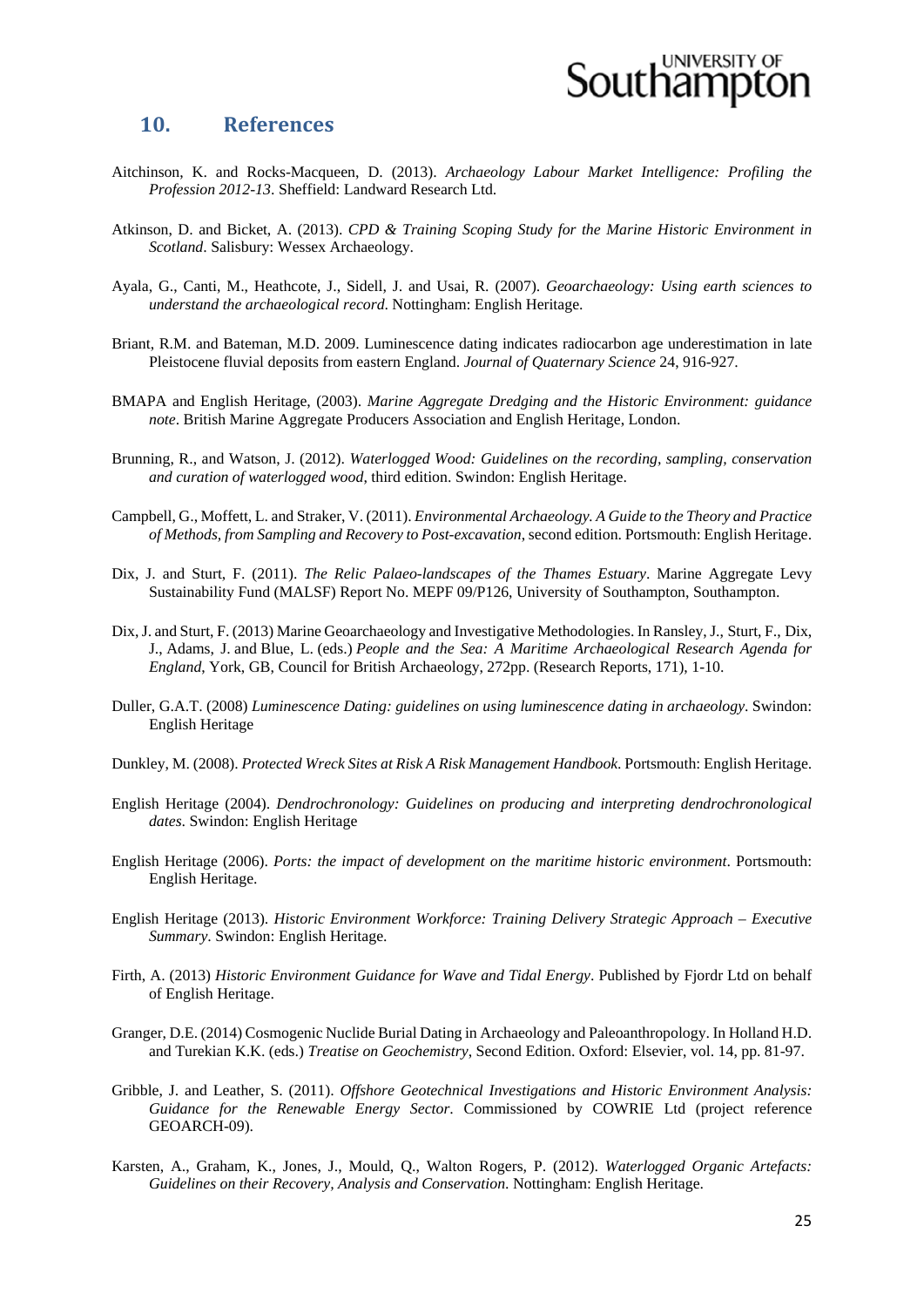## 10. References

Aitchinson, K. and Rocks-Macqueen, D. (2013). *Archaeology Labour Market Intelligence: Profiling the Profession 2012-13*. Sheffield: Landward Research Ltd.

Atkinson, D. and Bicket, A. (2013). *CPD & Training Scoping Study for the Marine Historic Environment in Scotland*. Salisbury: Wessex Archaeology.

Ayala, G., Canti, M., Heathcote, J., Sidell, J. and Usai, R. (2007). *Geoarchaeology: Using earth sciences to understand the archaeological record*. Nottingham: English Heritage.

Briant, R.M. and Bateman, M.D. 2009. Luminescence dating indicates radiocarbon age underestimation in late Pleistocene fluvial deposits from eastern England. *Journal of Quaternary Science* 24, 916-927.

BMAPA and English Heritage, (2003). *Marine Aggregate Dredging and the Historic Environment: guidance note*. British Marine Aggregate Producers Association and English Heritage, London.

Brunning, R., and Watson, J. (2012). *Waterlogged Wood: Guidelines on the recording, sampling, conservation and curation of waterlogged wood*, third edition. Swindon: English Heritage.

Campbell, G., Moffett, L. and Straker, V. (2011). *Environmental Archaeology. A Guide to the Theory and Practice of Methods, from Sampling and Recovery to Post-excavation*, second edition. Portsmouth: English Heritage.

Dix, J. and Sturt, F. (2011). *The Relic Palaeo-landscapes of the Thames Estuary*. Marine Aggregate Levy Sustainability Fund (MALSF) Report No. MEPF 09/P126, University of Southampton, Southampton.

Dix, J. and Sturt, F. (2013) Marine Geoarchaeology and Investigative Methodologies. In Ransley, J., Sturt, F., Dix, J., Adams, J. and Blue, L. (eds.) *People and the Sea: A Maritime Archaeological Research Agenda for England*, York, GB, Council for British Archaeology, 272pp. (Research Reports, 171), 1-10.

Duller, G.A.T. (2008) *Luminescence Dating: guidelines on using luminescence dating in archaeology*. Swindon: English Heritage

Dunkley, M. (2008). *Protected Wreck Sites at Risk A Risk Management Handbook*. Portsmouth: English Heritage.

English Heritage (2004). *Dendrochronology: Guidelines on producing and interpreting dendrochronological dates*. Swindon: English Heritage

English Heritage (2006). *Ports: the impact of development on the maritime historic environment*. Portsmouth: English Heritage.

English Heritage (2013). *Historic Environment Workforce: Training Delivery Strategic Approach – Executive Summary*. Swindon: English Heritage.

Firth, A. (2013) *Historic Environment Guidance for Wave and Tidal Energy*. Published by Fjordr Ltd on behalf of English Heritage.

Granger, D.E. (2014) Cosmogenic Nuclide Burial Dating in Archaeology and Paleoanthropology. In Holland H.D. and Turekian K.K. (eds.) *Treatise on Geochemistry*, Second Edition. Oxford: Elsevier, vol. 14, pp. 81-97.

Gribble, J. and Leather, S. (2011). *Offshore Geotechnical Investigations and Historic Environment Analysis: Guidance for the Renewable Energy Sector*. Commissioned by COWRIE Ltd (project reference GEOARCH-09).

Karsten, A., Graham, K., Jones, J., Mould, Q., Walton Rogers, P. (2012). *Waterlogged Organic Artefacts: Guidelines on their Recovery, Analysis and Conservation*. Nottingham: English Heritage.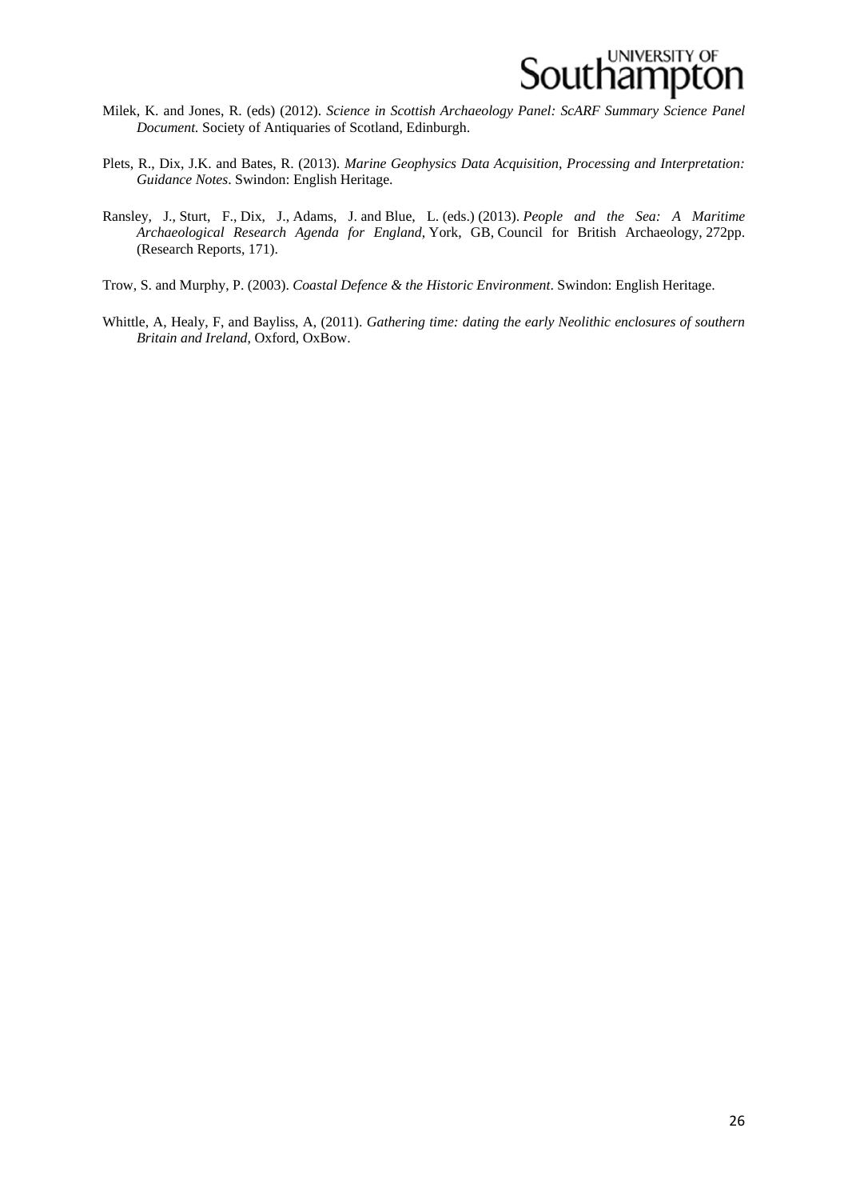Milek, K. and Jones, R. (eds) (2012). *Science in Scottish Archaeology Panel: ScARF Summary Science Panel Document.* Society of Antiquaries of Scotland, Edinburgh.

Plets, R., Dix, J.K. and Bates, R. (2013). *Marine Geophysics Data Acquisition, Processing and Interpretation: Guidance Notes*. Swindon: English Heritage.

Ransley, J., Sturt, F., Dix, J., Adams, J. and Blue, L. (eds.) (2013). *People and the Sea: A Maritime Archaeological Research Agenda for England*, York, GB, Council for British Archaeology, 272pp. (Research Reports, 171).

Trow, S. and Murphy, P. (2003). *Coastal Defence & the Historic Environment*. Swindon: English Heritage.

Whittle, A, Healy, F, and Bayliss, A, (2011). *Gathering time: dating the early Neolithic enclosures of southern Britain and Ireland*, Oxford, OxBow.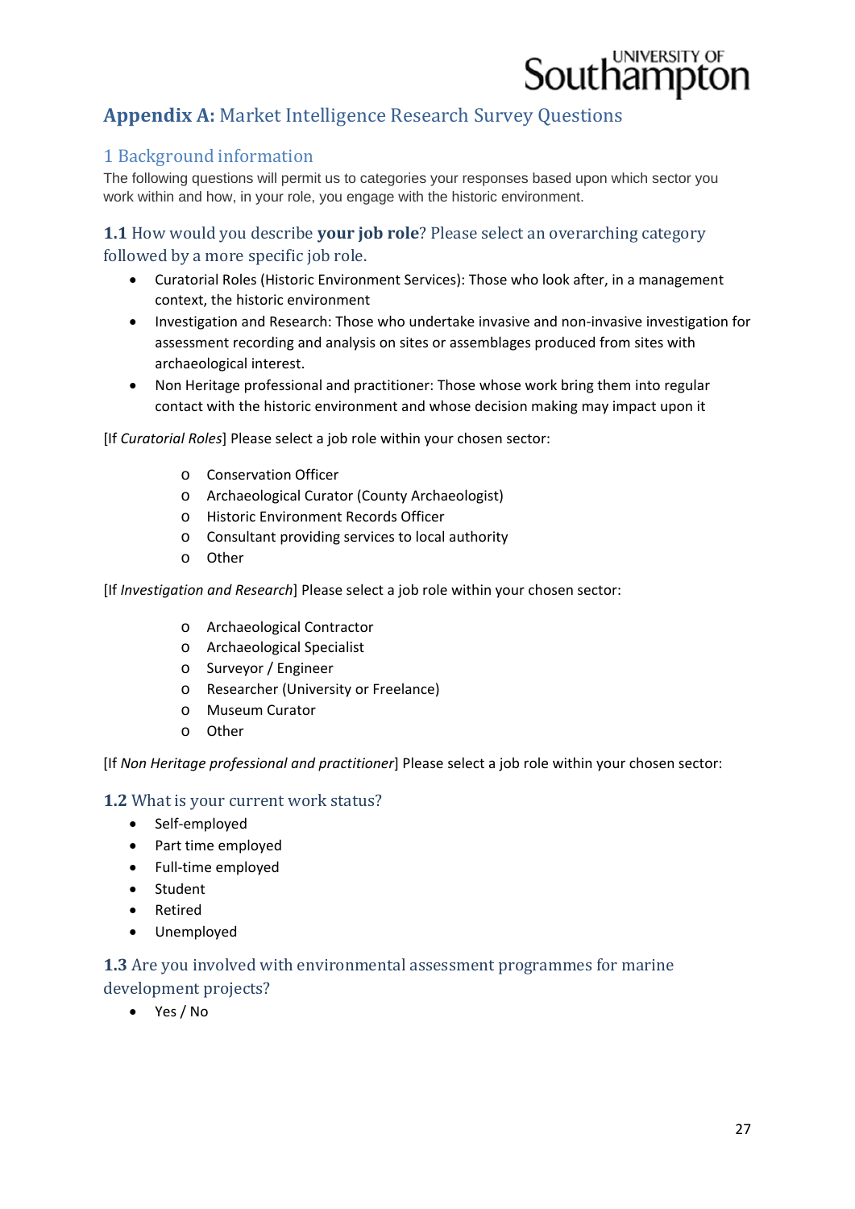# **Appendix A:** Market Intelligence Research Survey Questions

## 1 Background information

The following questions will permit us to categories your responses based upon which sector you work within and how, in your role, you engage with the historic environment.

### **1.1** How would you describe **your job role**? Please select an overarching category followed by a more specific job role.

- Curatorial Roles (Historic Environment Services): Those who look after, in a management context, the historic environment
- Investigation and Research: Those who undertake invasive and non-invasive investigation for assessment recording and analysis on sites or assemblages produced from sites with archaeological interest.
- Non Heritage professional and practitioner: Those whose work bring them into regular contact with the historic environment and whose decision making may impact upon it

[If *Curatorial Roles*] Please select a job role within your chosen sector:

- o Conservation Officer
- o Archaeological Curator (County Archaeologist)
- o Historic Environment Records Officer
- o Consultant providing services to local authority
- o Other

[If *Investigation and Research*] Please select a job role within your chosen sector:

- o Archaeological Contractor
- o Archaeological Specialist
- o Surveyor / Engineer
- o Researcher (University or Freelance)
- o Museum Curator
- o Other

[If *Non Heritage professional and practitioner*] Please select a job role within your chosen sector:

### **1.2** What is your current work status?

- Self-employed
- Part time employed
- Full-time employed
- Student
- Retired
- Unemployed

### **1.3** Are you involved with environmental assessment programmes for marine development projects?

- Yes / No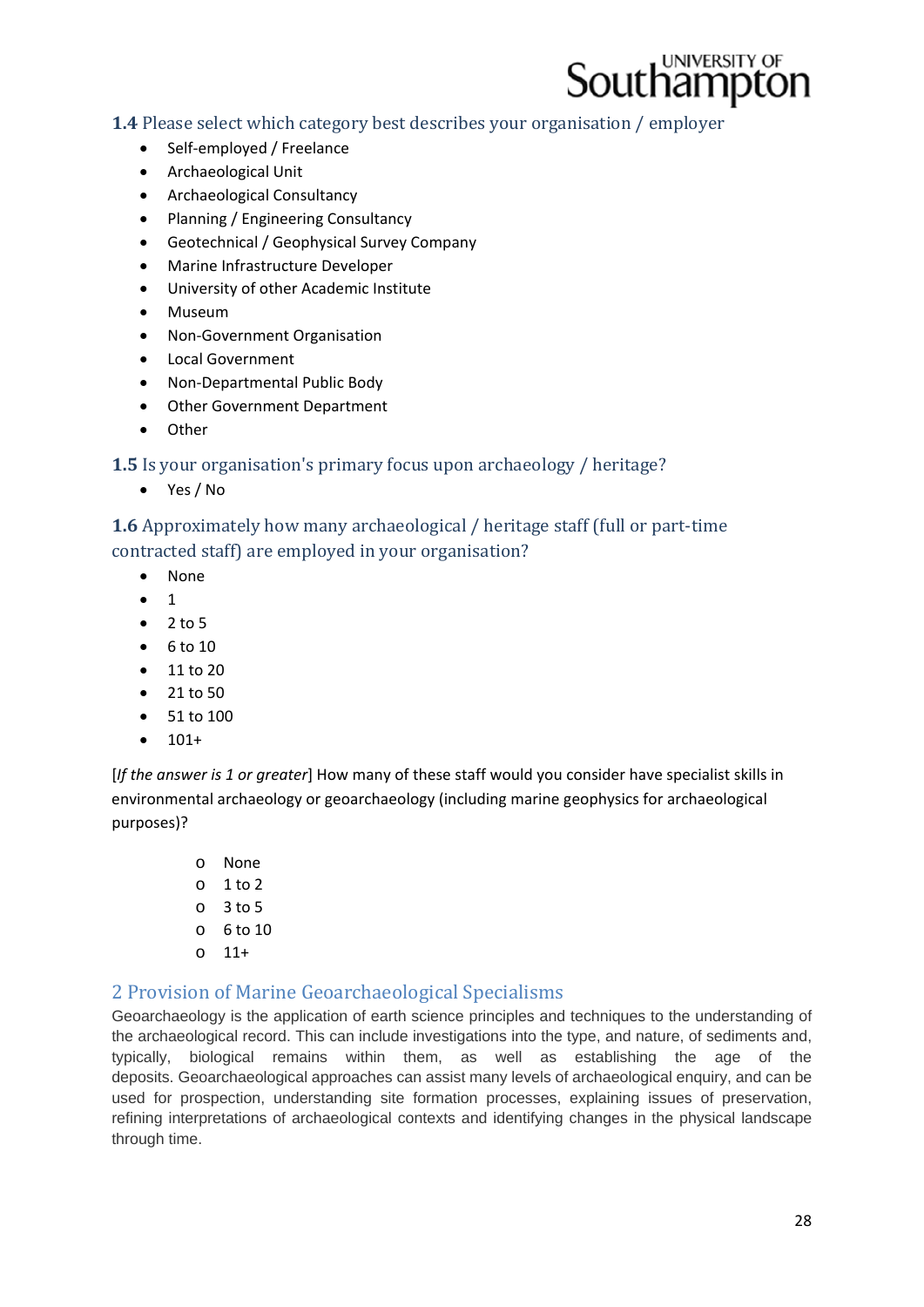### 1.4 Please select which category best describes your organisation / employer

- Self-employed / Freelance
- Archaeological Unit
- Archaeological Consultancy
- Planning / Engineering Consultancy
- Geotechnical / Geophysical Survey Company
- Marine Infrastructure Developer
- University of other Academic Institute
- Museum
- Non-Government Organisation
- Local Government
- Non-Departmental Public Body
- Other Government Department
- Other

### 1.5 Is your organisation's primary focus upon archaeology / heritage?

- Yes / No

### 1.6 Approximately how many archaeological / heritage staff (full or part-time contracted staff) are employed in your organisation?

- None
- 1
- 2 to 5
- 6 to 10
- 11 to 20
- 21 to 50
- 51 to 100
- 101+

[*If the answer is 1 or greater*] How many of these staff would you consider have specialist skills in environmental archaeology or geoarchaeology (including marine geophysics for archaeological purposes)?

  - None
  - 1 to 2
  - 3 to 5
  - 6 to 10
  - 11+

## 2 Provision of Marine Geoarchaeological Specialisms

Geoarchaeology is the application of earth science principles and techniques to the understanding of the archaeological record. This can include investigations into the type, and nature, of sediments and, typically, biological remains within them, as well as establishing the age of the deposits. Geoarchaeological approaches can assist many levels of archaeological enquiry, and can be used for prospection, understanding site formation processes, explaining issues of preservation, refining interpretations of archaeological contexts and identifying changes in the physical landscape through time.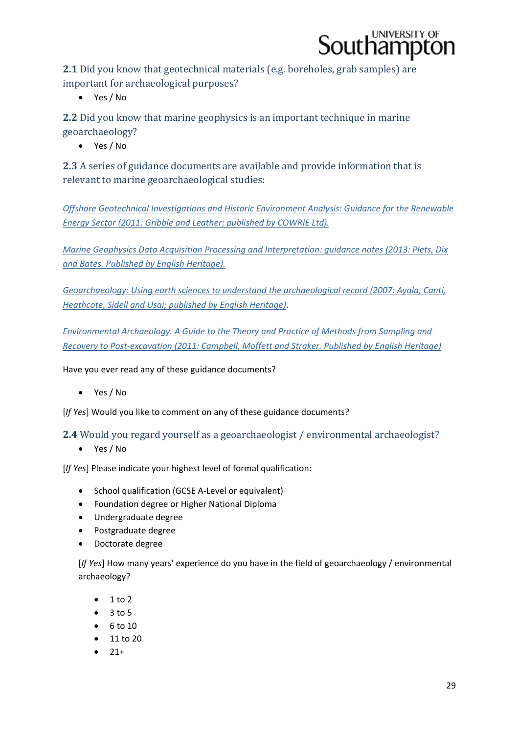**2.1** Did you know that geotechnical materials (e.g. boreholes, grab samples) are important for archaeological purposes?

- Yes / No

**2.2** Did you know that marine geophysics is an important technique in marine geoarchaeology?

- Yes / No

**2.3** A series of guidance documents are available and provide information that is relevant to marine geoarchaeological studies:

*Offshore Geotechnical Investigations and Historic Environment Analysis: Guidance for the Renewable Energy Sector (2011: Gribble and Leather; published by COWRIE Ltd).*

*Marine Geophysics Data Acquisition Processing and Interpretation: guidance notes (2013: Plets, Dix and Bates. Published by English Heritage).*

*Geoarchaeology: Using earth sciences to understand the archaeological record (2007: Ayala, Canti, Heathcote, Sidell and Usai; published by English Heritage)*.

*Environmental Archaeology. A Guide to the Theory and Practice of Methods from Sampling and Recovery to Post-excavation (2011: Campbell, Moffett and Straker. Published by English Heritage)*

Have you ever read any of these guidance documents?

- Yes / No

[*If Yes*] Would you like to comment on any of these guidance documents?

**2.4** Would you regard yourself as a geoarchaeologist / environmental archaeologist?

- Yes / No

[*If Yes*] Please indicate your highest level of formal qualification:

- School qualification (GCSE A-Level or equivalent)
- Foundation degree or Higher National Diploma
- Undergraduate degree
- Postgraduate degree
- Doctorate degree

[*If Yes*] How many years' experience do you have in the field of geoarchaeology / environmental archaeology?

- 1 to 2
- 3 to 5
- 6 to 10
- 11 to 20
- 21+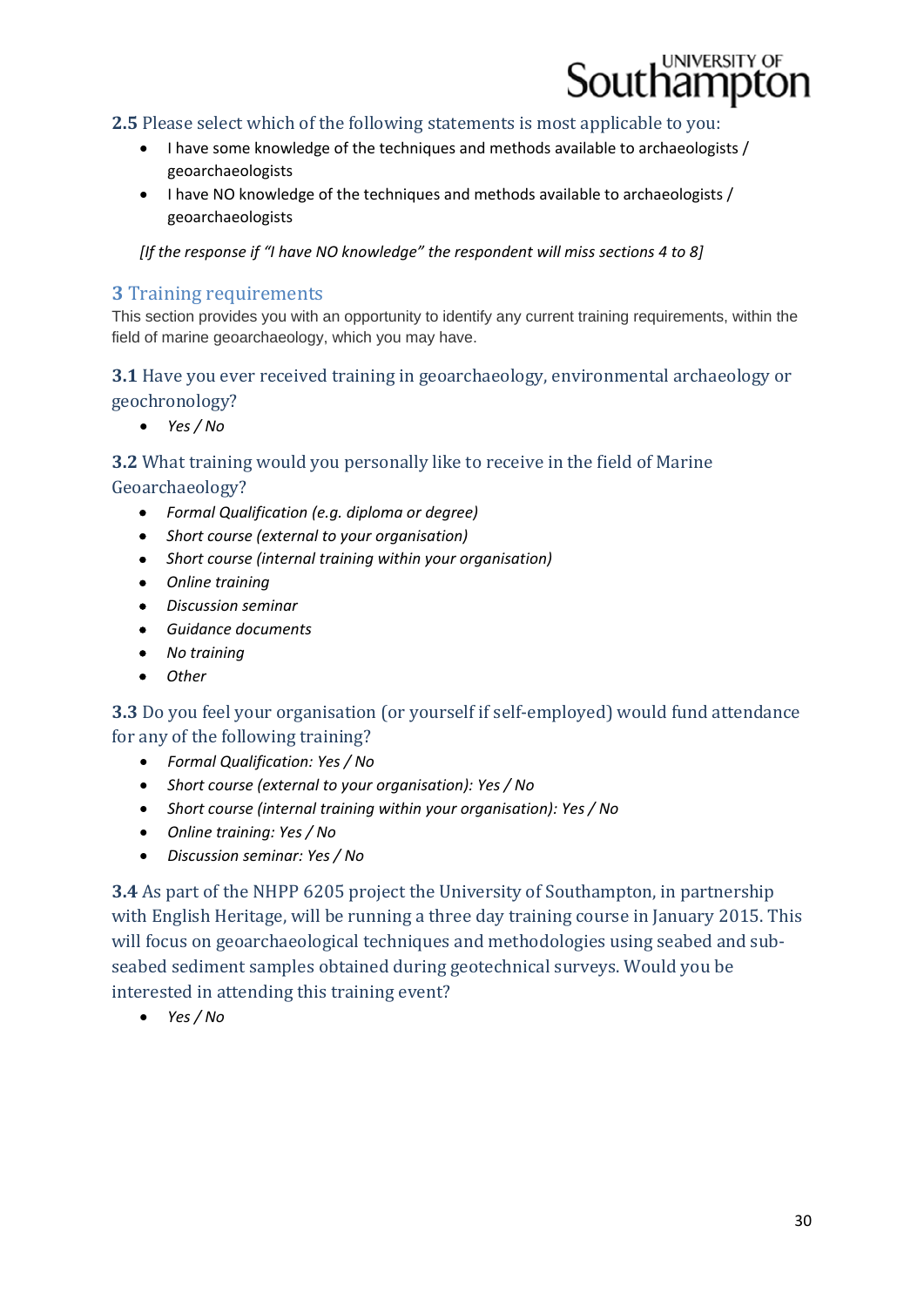**2.5** Please select which of the following statements is most applicable to you:

- I have some knowledge of the techniques and methods available to archaeologists / geoarchaeologists
- I have NO knowledge of the techniques and methods available to archaeologists / geoarchaeologists

*[If the response if "I have NO knowledge" the respondent will miss sections 4 to 8]*

## 3 Training requirements

This section provides you with an opportunity to identify any current training requirements, within the field of marine geoarchaeology, which you may have.

**3.1** Have you ever received training in geoarchaeology, environmental archaeology or geochronology?

- *Yes / No*

**3.2** What training would you personally like to receive in the field of Marine Geoarchaeology?

- *Formal Qualification (e.g. diploma or degree)*
- *Short course (external to your organisation)*
- *Short course (internal training within your organisation)*
- *Online training*
- *Discussion seminar*
- *Guidance documents*
- *No training*
- *Other*

**3.3** Do you feel your organisation (or yourself if self-employed) would fund attendance for any of the following training?

- *Formal Qualification: Yes / No*
- *Short course (external to your organisation): Yes / No*
- *Short course (internal training within your organisation): Yes / No*
- *Online training: Yes / No*
- *Discussion seminar: Yes / No*

**3.4** As part of the NHPP 6205 project the University of Southampton, in partnership with English Heritage, will be running a three day training course in January 2015. This will focus on geoarchaeological techniques and methodologies using seabed and sub-seabed sediment samples obtained during geotechnical surveys. Would you be interested in attending this training event?

- *Yes / No*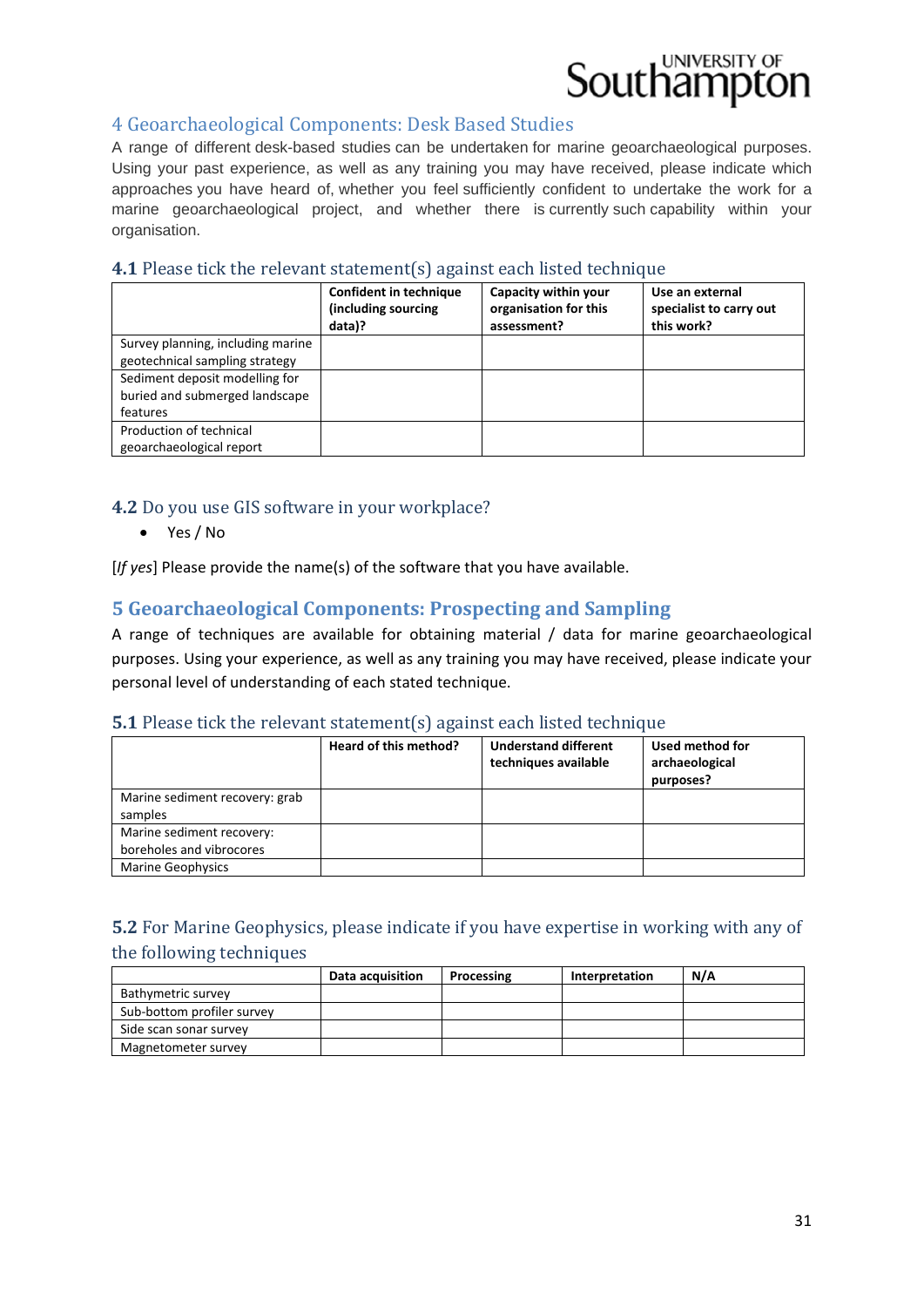## 4 Geoarchaeological Components: Desk Based Studies

A range of different desk-based studies can be undertaken for marine geoarchaeological purposes. Using your past experience, as well as any training you may have received, please indicate which approaches you have heard of, whether you feel sufficiently confident to undertake the work for a marine geoarchaeological project, and whether there is currently such capability within your organisation.

### 4.1 Please tick the relevant statement(s) against each listed technique

| | Confident in technique (including sourcing data)? | Capacity within your organisation for this assessment? | Use an external specialist to carry out this work? |
|---|---|---|---|
| Survey planning, including marine geotechnical sampling strategy | | | |
| Sediment deposit modelling for buried and submerged landscape features | | | |
| Production of technical geoarchaeological report | | | |

### 4.2 Do you use GIS software in your workplace?

- Yes / No

[*If yes*] Please provide the name(s) of the software that you have available.

## 5 Geoarchaeological Components: Prospecting and Sampling

A range of techniques are available for obtaining material / data for marine geoarchaeological purposes. Using your experience, as well as any training you may have received, please indicate your personal level of understanding of each stated technique.

### 5.1 Please tick the relevant statement(s) against each listed technique

| | Heard of this method? | Understand different techniques available | Used method for archaeological purposes? |
|---|---|---|---|
| Marine sediment recovery: grab samples | | | |
| Marine sediment recovery: boreholes and vibrocores | | | |
| Marine Geophysics | | | |

### 5.2 For Marine Geophysics, please indicate if you have expertise in working with any of the following techniques

| | Data acquisition | Processing | Interpretation | N/A |
|---|---|---|---|---|
| Bathymetric survey | | | | |
| Sub-bottom profiler survey | | | | |
| Side scan sonar survey | | | | |
| Magnetometer survey | | | | |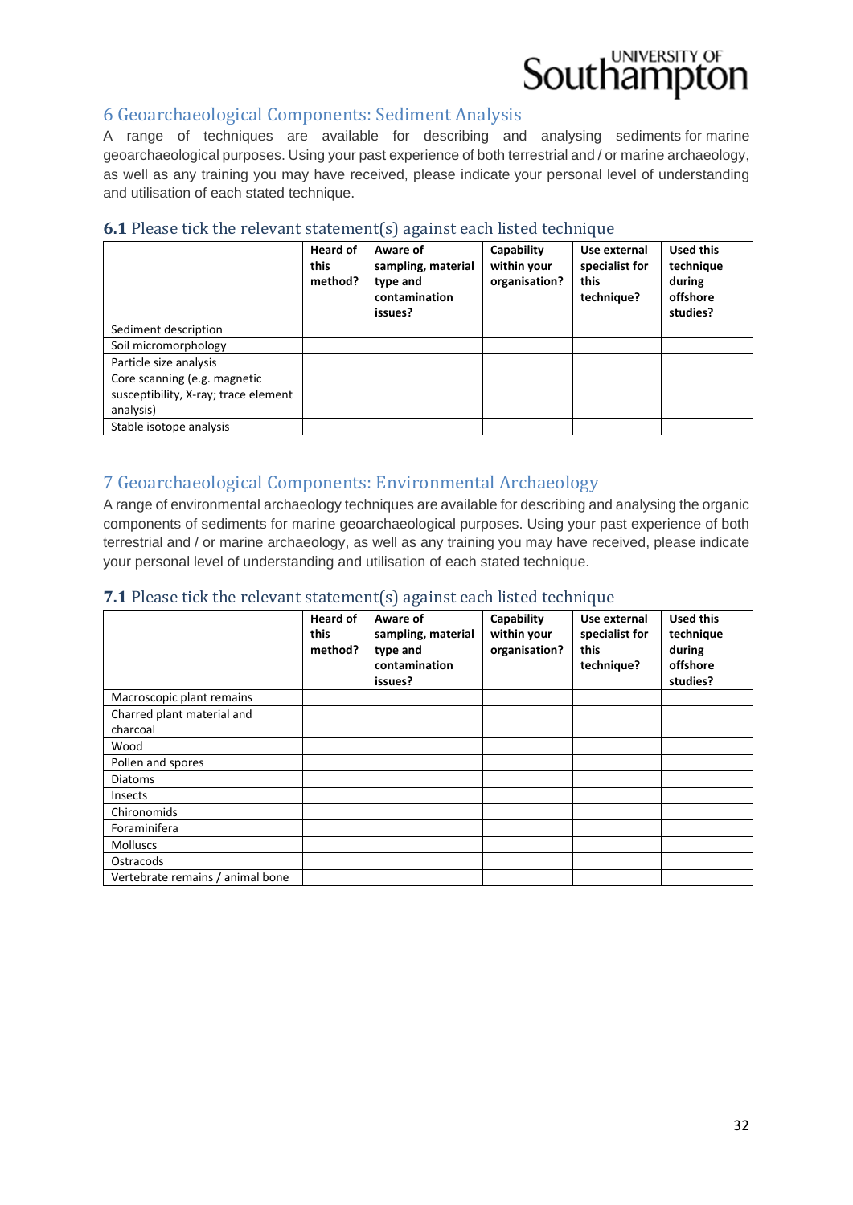## 6 Geoarchaeological Components: Sediment Analysis

A range of techniques are available for describing and analysing sediments for marine geoarchaeological purposes. Using your past experience of both terrestrial and / or marine archaeology, as well as any training you may have received, please indicate your personal level of understanding and utilisation of each stated technique.

### 6.1 Please tick the relevant statement(s) against each listed technique

| | **Heard of this method?** | **Aware of sampling, material type and contamination issues?** | **Capability within your organisation?** | **Use external specialist for this technique?** | **Used this technique during offshore studies?** |
|---|---|---|---|---|---|
| Sediment description | | | | | |
| Soil micromorphology | | | | | |
| Particle size analysis | | | | | |
| Core scanning (e.g. magnetic susceptibility, X-ray; trace element analysis) | | | | | |
| Stable isotope analysis | | | | | |

## 7 Geoarchaeological Components: Environmental Archaeology

A range of environmental archaeology techniques are available for describing and analysing the organic components of sediments for marine geoarchaeological purposes. Using your past experience of both terrestrial and / or marine archaeology, as well as any training you may have received, please indicate your personal level of understanding and utilisation of each stated technique.

### 7.1 Please tick the relevant statement(s) against each listed technique

| | **Heard of this method?** | **Aware of sampling, material type and contamination issues?** | **Capability within your organisation?** | **Use external specialist for this technique?** | **Used this technique during offshore studies?** |
|---|---|---|---|---|---|
| Macroscopic plant remains | | | | | |
| Charred plant material and charcoal | | | | | |
| Wood | | | | | |
| Pollen and spores | | | | | |
| Diatoms | | | | | |
| Insects | | | | | |
| Chironomids | | | | | |
| Foraminifera | | | | | |
| Molluscs | | | | | |
| Ostracods | | | | | |
| Vertebrate remains / animal bone | | | | | |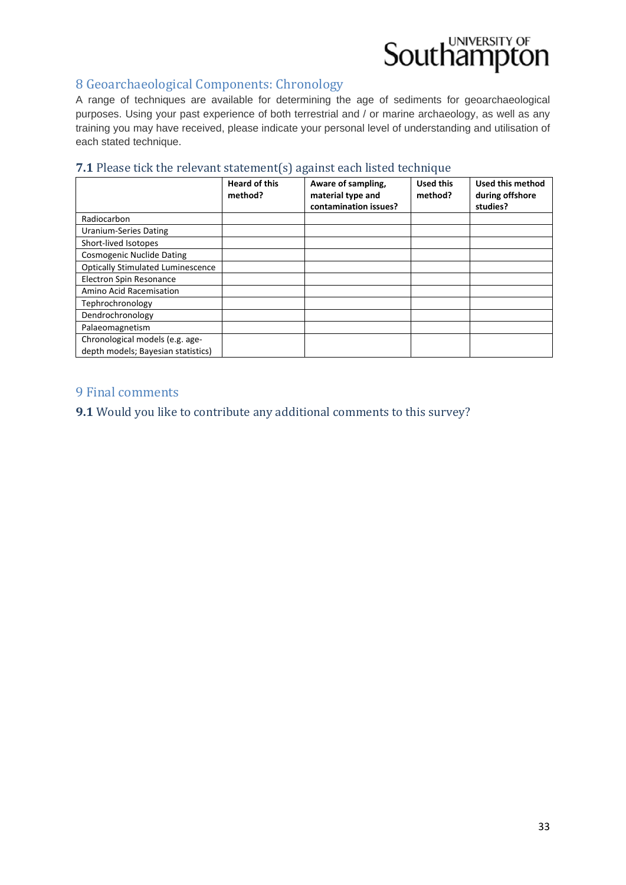## 8 Geoarchaeological Components: Chronology

A range of techniques are available for determining the age of sediments for geoarchaeological purposes. Using your past experience of both terrestrial and / or marine archaeology, as well as any training you may have received, please indicate your personal level of understanding and utilisation of each stated technique.

### **7.1** Please tick the relevant statement(s) against each listed technique

| | **Heard of this method?** | **Aware of sampling, material type and contamination issues?** | **Used this method?** | **Used this method during offshore studies?** |
|---|---|---|---|---|
| Radiocarbon | | | | |
| Uranium-Series Dating | | | | |
| Short-lived Isotopes | | | | |
| Cosmogenic Nuclide Dating | | | | |
| Optically Stimulated Luminescence | | | | |
| Electron Spin Resonance | | | | |
| Amino Acid Racemisation | | | | |
| Tephrochronology | | | | |
| Dendrochronology | | | | |
| Palaeomagnetism | | | | |
| Chronological models (e.g. age-depth models; Bayesian statistics) | | | | |

## 9 Final comments

### **9.1** Would you like to contribute any additional comments to this survey?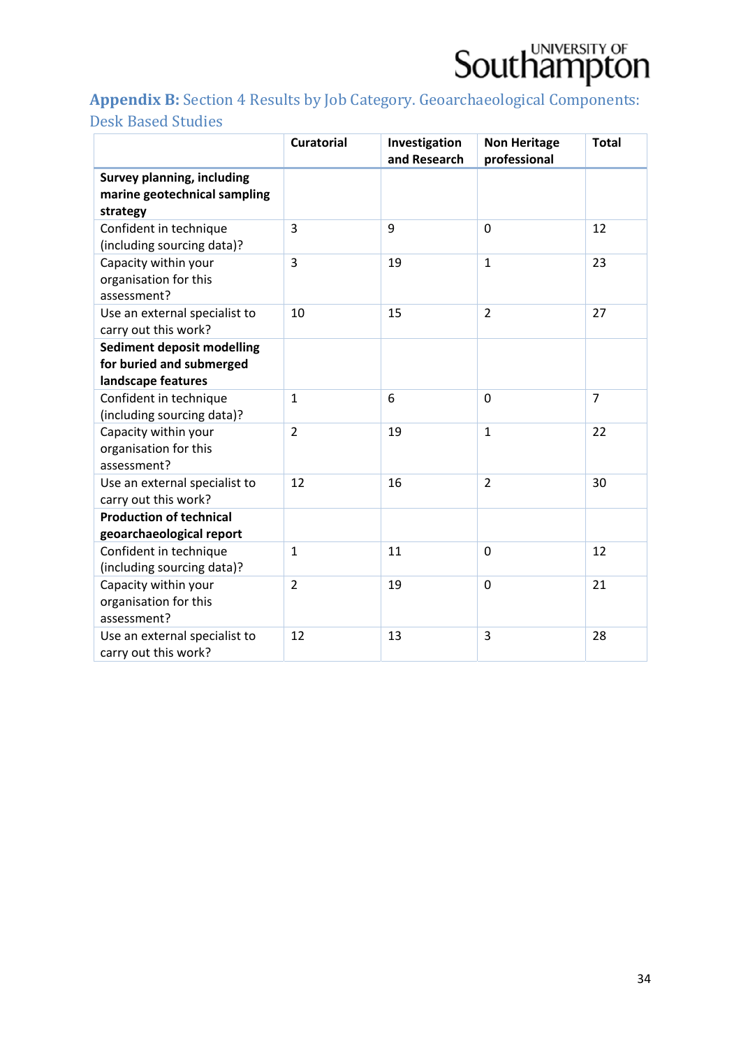## **Appendix B:** Section 4 Results by Job Category. Geoarchaeological Components: Desk Based Studies

| | Curatorial | Investigation and Research | Non Heritage professional | Total |
|---|---|---|---|---|
| **Survey planning, including marine geotechnical sampling strategy** | | | | |
| Confident in technique (including sourcing data)? | 3 | 9 | 0 | 12 |
| Capacity within your organisation for this assessment? | 3 | 19 | 1 | 23 |
| Use an external specialist to carry out this work? | 10 | 15 | 2 | 27 |
| **Sediment deposit modelling for buried and submerged landscape features** | | | | |
| Confident in technique (including sourcing data)? | 1 | 6 | 0 | 7 |
| Capacity within your organisation for this assessment? | 2 | 19 | 1 | 22 |
| Use an external specialist to carry out this work? | 12 | 16 | 2 | 30 |
| **Production of technical geoarchaeological report** | | | | |
| Confident in technique (including sourcing data)? | 1 | 11 | 0 | 12 |
| Capacity within your organisation for this assessment? | 2 | 19 | 0 | 21 |
| Use an external specialist to carry out this work? | 12 | 13 | 3 | 28 |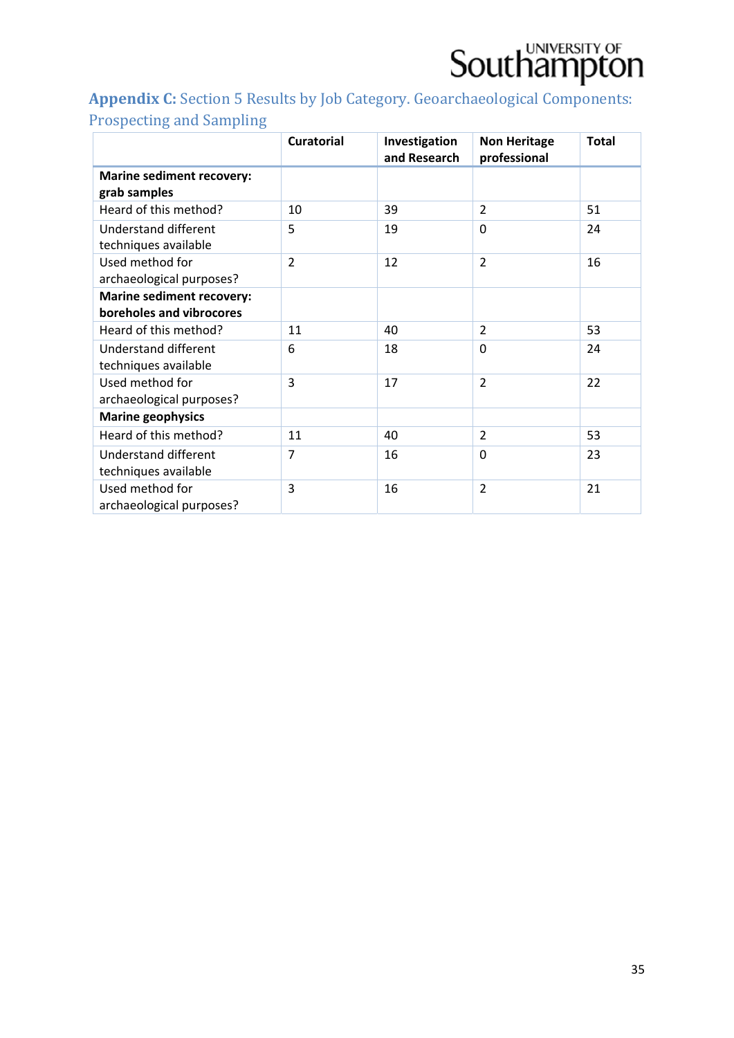**Appendix C:** Section 5 Results by Job Category. Geoarchaeological Components: Prospecting and Sampling

| | Curatorial | Investigation and Research | Non Heritage professional | Total |
|---|---|---|---|---|
| **Marine sediment recovery: grab samples** | | | | |
| Heard of this method? | 10 | 39 | 2 | 51 |
| Understand different techniques available | 5 | 19 | 0 | 24 |
| Used method for archaeological purposes? | 2 | 12 | 2 | 16 |
| **Marine sediment recovery: boreholes and vibrocores** | | | | |
| Heard of this method? | 11 | 40 | 2 | 53 |
| Understand different techniques available | 6 | 18 | 0 | 24 |
| Used method for archaeological purposes? | 3 | 17 | 2 | 22 |
| **Marine geophysics** | | | | |
| Heard of this method? | 11 | 40 | 2 | 53 |
| Understand different techniques available | 7 | 16 | 0 | 23 |
| Used method for archaeological purposes? | 3 | 16 | 2 | 21 |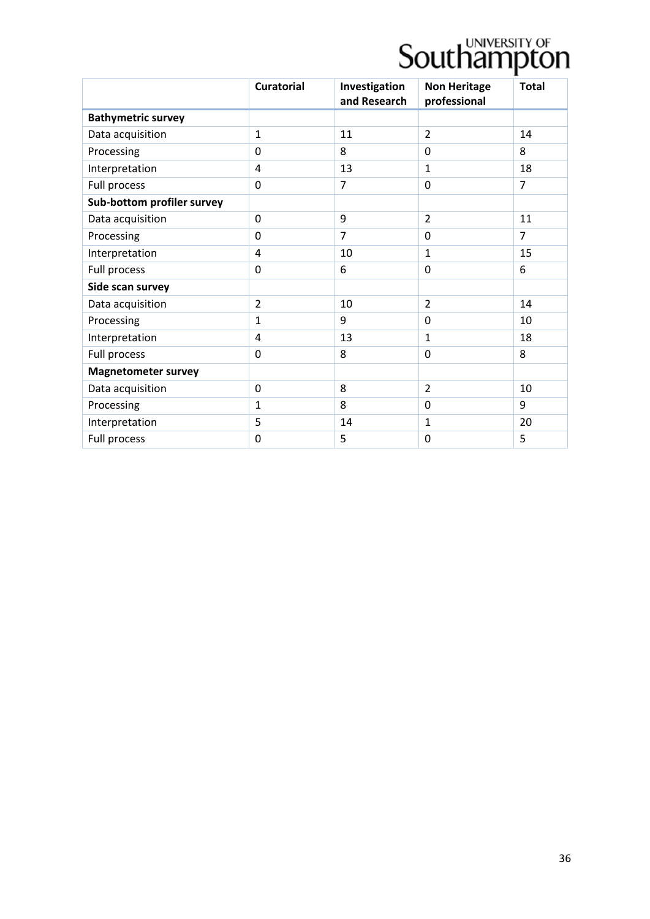| | Curatorial | Investigation and Research | Non Heritage professional | Total |
|---|---|---|---|---|
| **Bathymetric survey** | | | | |
| Data acquisition | 1 | 11 | 2 | 14 |
| Processing | 0 | 8 | 0 | 8 |
| Interpretation | 4 | 13 | 1 | 18 |
| Full process | 0 | 7 | 0 | 7 |
| **Sub-bottom profiler survey** | | | | |
| Data acquisition | 0 | 9 | 2 | 11 |
| Processing | 0 | 7 | 0 | 7 |
| Interpretation | 4 | 10 | 1 | 15 |
| Full process | 0 | 6 | 0 | 6 |
| **Side scan survey** | | | | |
| Data acquisition | 2 | 10 | 2 | 14 |
| Processing | 1 | 9 | 0 | 10 |
| Interpretation | 4 | 13 | 1 | 18 |
| Full process | 0 | 8 | 0 | 8 |
| **Magnetometer survey** | | | | |
| Data acquisition | 0 | 8 | 2 | 10 |
| Processing | 1 | 8 | 0 | 9 |
| Interpretation | 5 | 14 | 1 | 20 |
| Full process | 0 | 5 | 0 | 5 |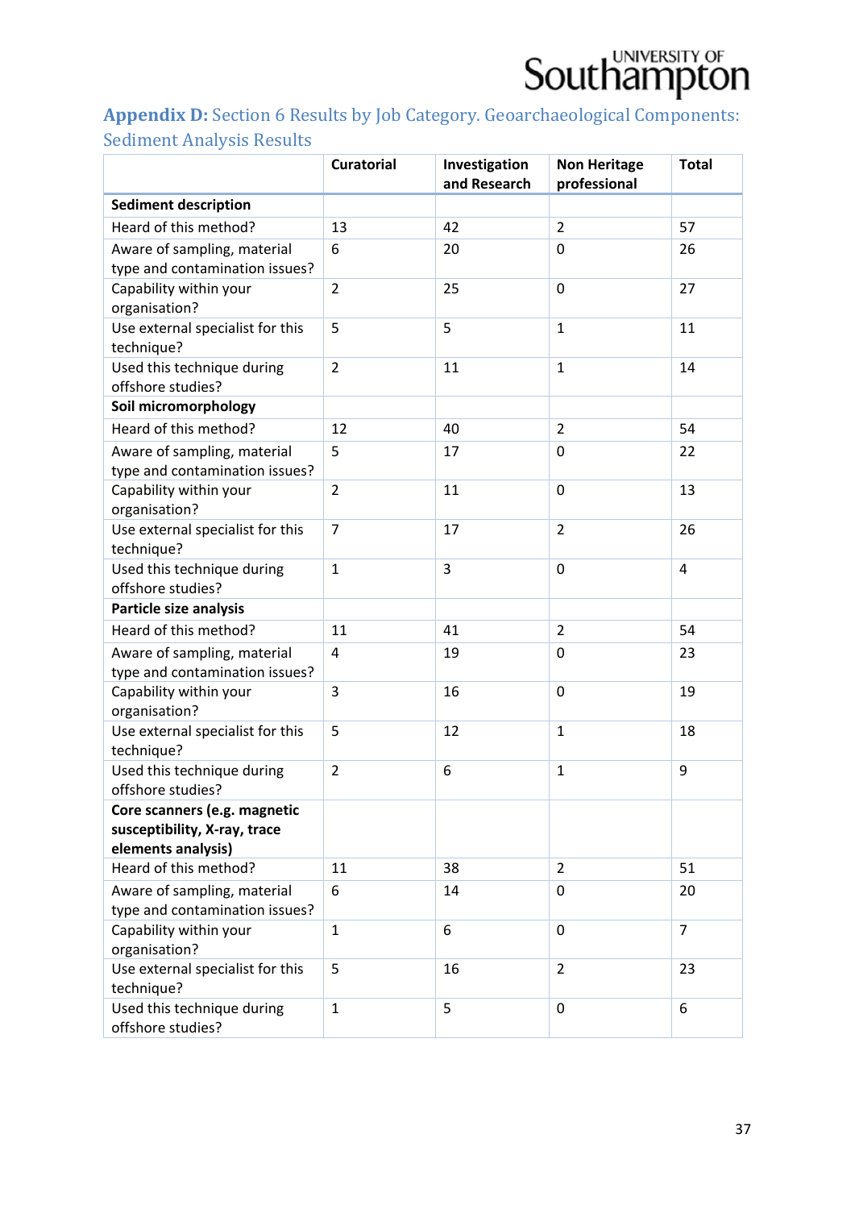## Appendix D: Section 6 Results by Job Category. Geoarchaeological Components: Sediment Analysis Results

| | Curatorial | Investigation and Research | Non Heritage professional | Total |
|---|---|---|---|---|
| **Sediment description** | | | | |
| Heard of this method? | 13 | 42 | 2 | 57 |
| Aware of sampling, material type and contamination issues? | 6 | 20 | 0 | 26 |
| Capability within your organisation? | 2 | 25 | 0 | 27 |
| Use external specialist for this technique? | 5 | 5 | 1 | 11 |
| Used this technique during offshore studies? | 2 | 11 | 1 | 14 |
| **Soil micromorphology** | | | | |
| Heard of this method? | 12 | 40 | 2 | 54 |
| Aware of sampling, material type and contamination issues? | 5 | 17 | 0 | 22 |
| Capability within your organisation? | 2 | 11 | 0 | 13 |
| Use external specialist for this technique? | 7 | 17 | 2 | 26 |
| Used this technique during offshore studies? | 1 | 3 | 0 | 4 |
| **Particle size analysis** | | | | |
| Heard of this method? | 11 | 41 | 2 | 54 |
| Aware of sampling, material type and contamination issues? | 4 | 19 | 0 | 23 |
| Capability within your organisation? | 3 | 16 | 0 | 19 |
| Use external specialist for this technique? | 5 | 12 | 1 | 18 |
| Used this technique during offshore studies? | 2 | 6 | 1 | 9 |
| **Core scanners (e.g. magnetic susceptibility, X-ray, trace elements analysis)** | | | | |
| Heard of this method? | 11 | 38 | 2 | 51 |
| Aware of sampling, material type and contamination issues? | 6 | 14 | 0 | 20 |
| Capability within your organisation? | 1 | 6 | 0 | 7 |
| Use external specialist for this technique? | 5 | 16 | 2 | 23 |
| Used this technique during offshore studies? | 1 | 5 | 0 | 6 |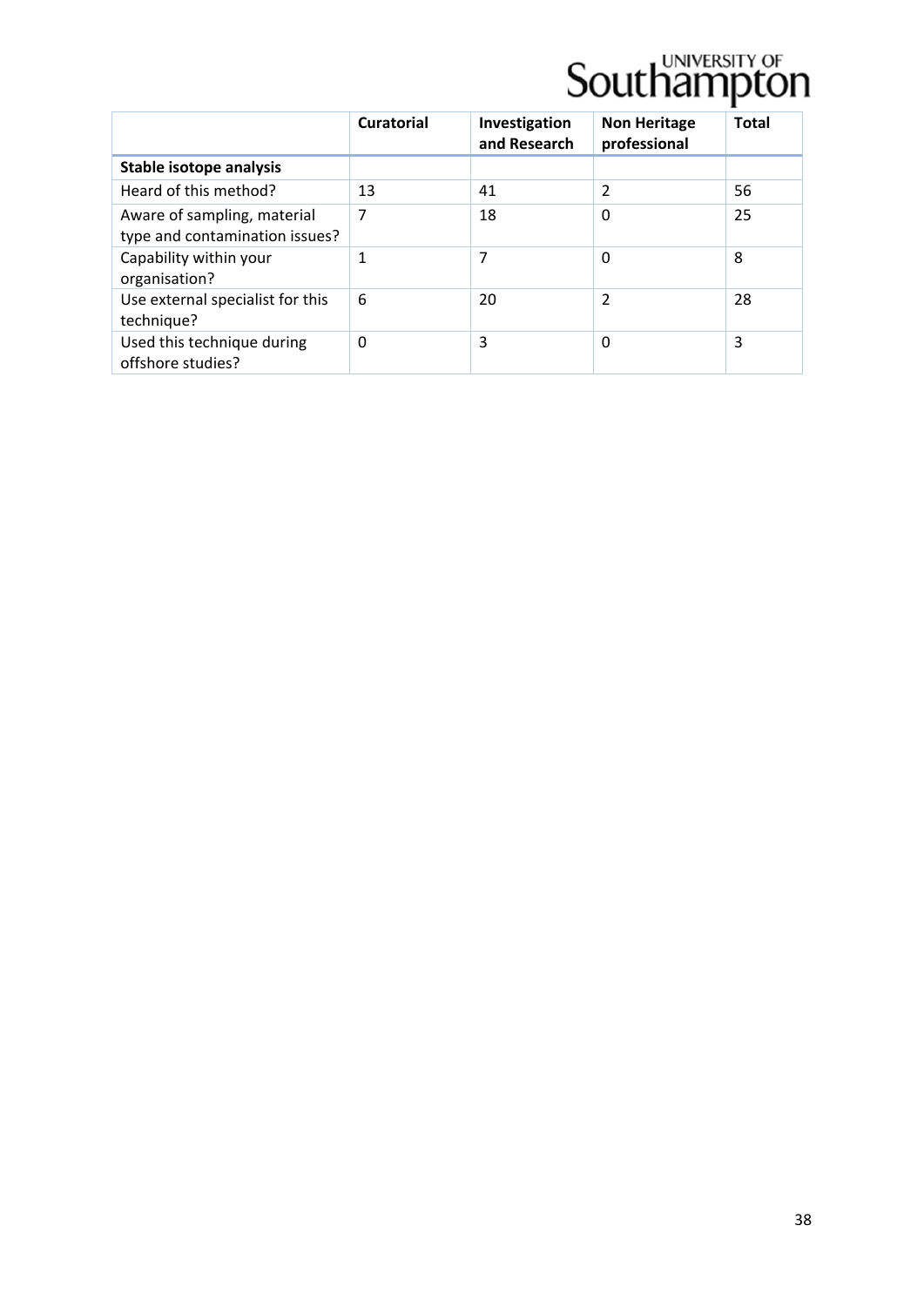| | Curatorial | Investigation and Research | Non Heritage professional | Total |
|---|---|---|---|---|
| **Stable isotope analysis** | | | | |
| Heard of this method? | 13 | 41 | 2 | 56 |
| Aware of sampling, material type and contamination issues? | 7 | 18 | 0 | 25 |
| Capability within your organisation? | 1 | 7 | 0 | 8 |
| Use external specialist for this technique? | 6 | 20 | 2 | 28 |
| Used this technique during offshore studies? | 0 | 3 | 0 | 3 |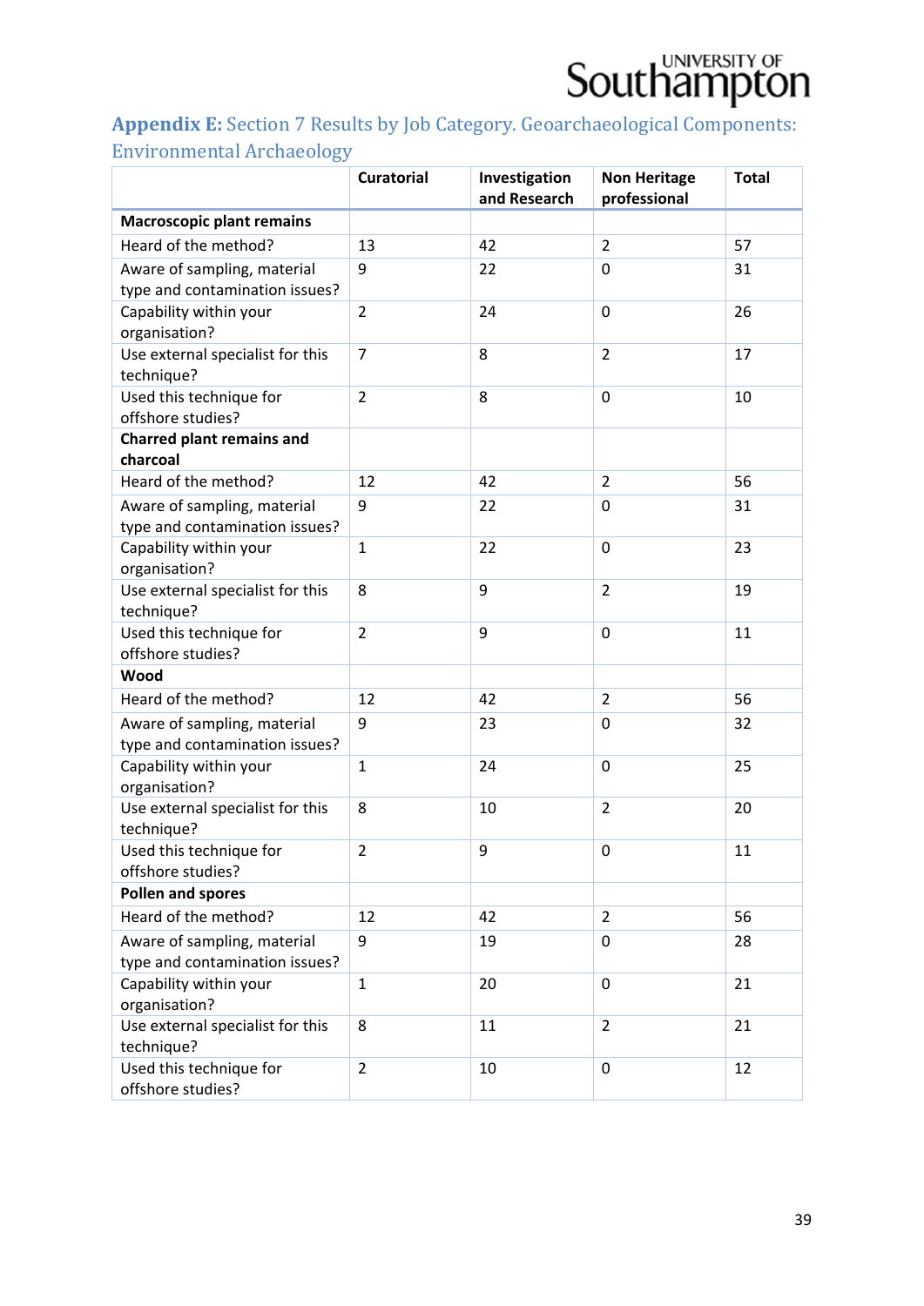## Appendix E: Section 7 Results by Job Category. Geoarchaeological Components: Environmental Archaeology

| | Curatorial | Investigation and Research | Non Heritage professional | Total |
|---|---|---|---|---|
| **Macroscopic plant remains** | | | | |
| Heard of the method? | 13 | 42 | 2 | 57 |
| Aware of sampling, material type and contamination issues? | 9 | 22 | 0 | 31 |
| Capability within your organisation? | 2 | 24 | 0 | 26 |
| Use external specialist for this technique? | 7 | 8 | 2 | 17 |
| Used this technique for offshore studies? | 2 | 8 | 0 | 10 |
| **Charred plant remains and charcoal** | | | | |
| Heard of the method? | 12 | 42 | 2 | 56 |
| Aware of sampling, material type and contamination issues? | 9 | 22 | 0 | 31 |
| Capability within your organisation? | 1 | 22 | 0 | 23 |
| Use external specialist for this technique? | 8 | 9 | 2 | 19 |
| Used this technique for offshore studies? | 2 | 9 | 0 | 11 |
| **Wood** | | | | |
| Heard of the method? | 12 | 42 | 2 | 56 |
| Aware of sampling, material type and contamination issues? | 9 | 23 | 0 | 32 |
| Capability within your organisation? | 1 | 24 | 0 | 25 |
| Use external specialist for this technique? | 8 | 10 | 2 | 20 |
| Used this technique for offshore studies? | 2 | 9 | 0 | 11 |
| **Pollen and spores** | | | | |
| Heard of the method? | 12 | 42 | 2 | 56 |
| Aware of sampling, material type and contamination issues? | 9 | 19 | 0 | 28 |
| Capability within your organisation? | 1 | 20 | 0 | 21 |
| Use external specialist for this technique? | 8 | 11 | 2 | 21 |
| Used this technique for offshore studies? | 2 | 10 | 0 | 12 |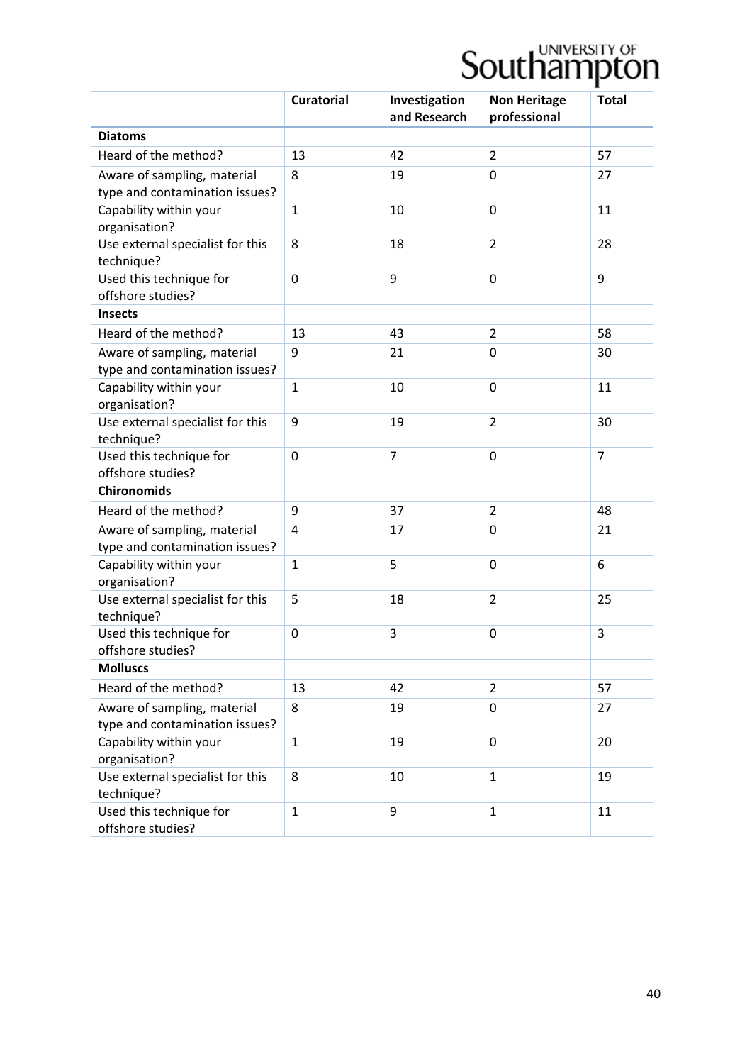| | Curatorial | Investigation and Research | Non Heritage professional | Total |
|---|---|---|---|---|
| **Diatoms** | | | | |
| Heard of the method? | 13 | 42 | 2 | 57 |
| Aware of sampling, material type and contamination issues? | 8 | 19 | 0 | 27 |
| Capability within your organisation? | 1 | 10 | 0 | 11 |
| Use external specialist for this technique? | 8 | 18 | 2 | 28 |
| Used this technique for offshore studies? | 0 | 9 | 0 | 9 |
| **Insects** | | | | |
| Heard of the method? | 13 | 43 | 2 | 58 |
| Aware of sampling, material type and contamination issues? | 9 | 21 | 0 | 30 |
| Capability within your organisation? | 1 | 10 | 0 | 11 |
| Use external specialist for this technique? | 9 | 19 | 2 | 30 |
| Used this technique for offshore studies? | 0 | 7 | 0 | 7 |
| **Chironomids** | | | | |
| Heard of the method? | 9 | 37 | 2 | 48 |
| Aware of sampling, material type and contamination issues? | 4 | 17 | 0 | 21 |
| Capability within your organisation? | 1 | 5 | 0 | 6 |
| Use external specialist for this technique? | 5 | 18 | 2 | 25 |
| Used this technique for offshore studies? | 0 | 3 | 0 | 3 |
| **Molluscs** | | | | |
| Heard of the method? | 13 | 42 | 2 | 57 |
| Aware of sampling, material type and contamination issues? | 8 | 19 | 0 | 27 |
| Capability within your organisation? | 1 | 19 | 0 | 20 |
| Use external specialist for this technique? | 8 | 10 | 1 | 19 |
| Used this technique for offshore studies? | 1 | 9 | 1 | 11 |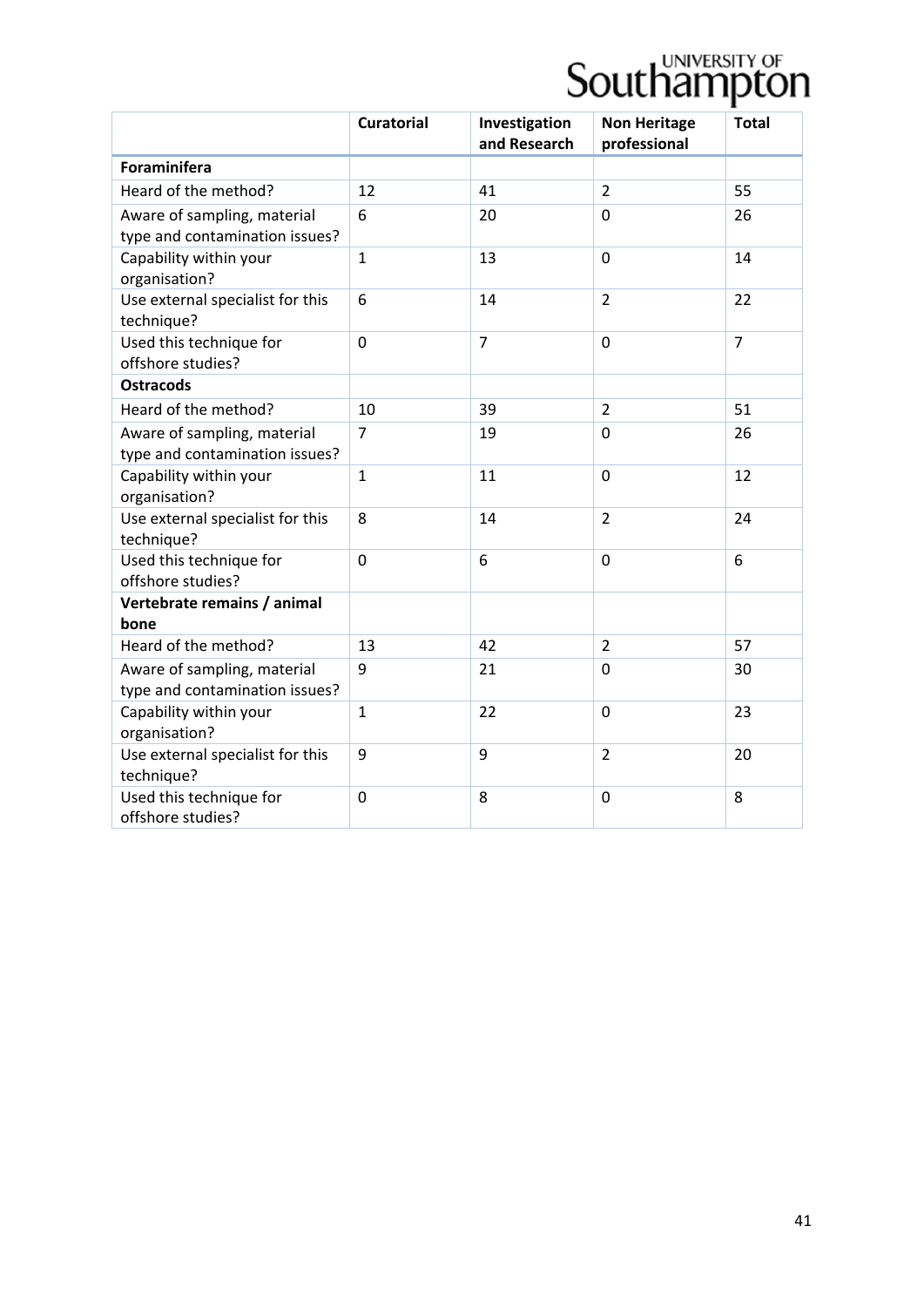| | Curatorial | Investigation and Research | Non Heritage professional | Total |
|---|---|---|---|---|
| **Foraminifera** | | | | |
| Heard of the method? | 12 | 41 | 2 | 55 |
| Aware of sampling, material type and contamination issues? | 6 | 20 | 0 | 26 |
| Capability within your organisation? | 1 | 13 | 0 | 14 |
| Use external specialist for this technique? | 6 | 14 | 2 | 22 |
| Used this technique for offshore studies? | 0 | 7 | 0 | 7 |
| **Ostracods** | | | | |
| Heard of the method? | 10 | 39 | 2 | 51 |
| Aware of sampling, material type and contamination issues? | 7 | 19 | 0 | 26 |
| Capability within your organisation? | 1 | 11 | 0 | 12 |
| Use external specialist for this technique? | 8 | 14 | 2 | 24 |
| Used this technique for offshore studies? | 0 | 6 | 0 | 6 |
| **Vertebrate remains / animal bone** | | | | |
| Heard of the method? | 13 | 42 | 2 | 57 |
| Aware of sampling, material type and contamination issues? | 9 | 21 | 0 | 30 |
| Capability within your organisation? | 1 | 22 | 0 | 23 |
| Use external specialist for this technique? | 9 | 9 | 2 | 20 |
| Used this technique for offshore studies? | 0 | 8 | 0 | 8 |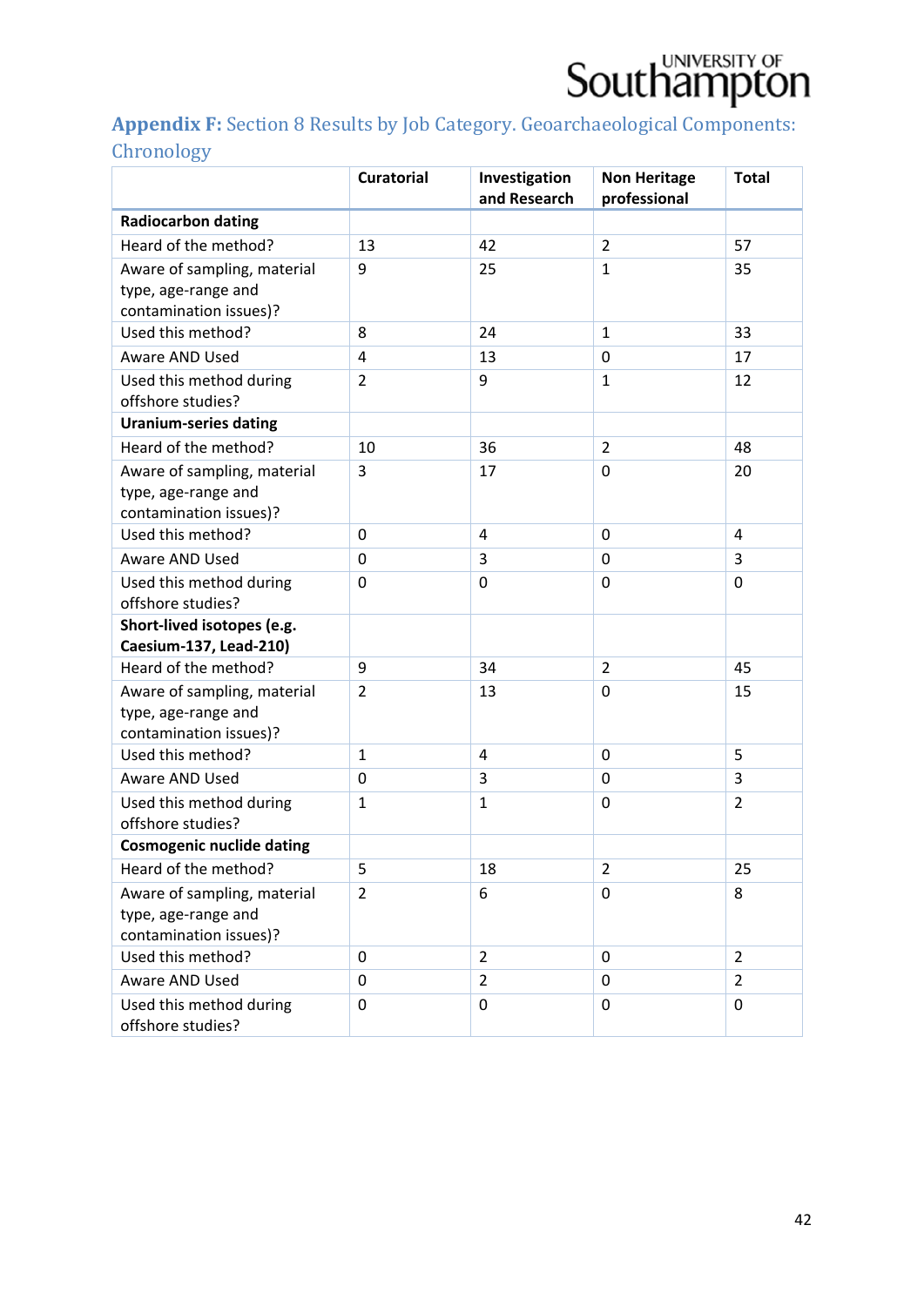## Appendix F: Section 8 Results by Job Category. Geoarchaeological Components: Chronology

| | Curatorial | Investigation and Research | Non Heritage professional | Total |
|---|---|---|---|---|
| **Radiocarbon dating** | | | | |
| Heard of the method? | 13 | 42 | 2 | 57 |
| Aware of sampling, material type, age-range and contamination issues)? | 9 | 25 | 1 | 35 |
| Used this method? | 8 | 24 | 1 | 33 |
| Aware AND Used | 4 | 13 | 0 | 17 |
| Used this method during offshore studies? | 2 | 9 | 1 | 12 |
| **Uranium-series dating** | | | | |
| Heard of the method? | 10 | 36 | 2 | 48 |
| Aware of sampling, material type, age-range and contamination issues)? | 3 | 17 | 0 | 20 |
| Used this method? | 0 | 4 | 0 | 4 |
| Aware AND Used | 0 | 3 | 0 | 3 |
| Used this method during offshore studies? | 0 | 0 | 0 | 0 |
| **Short-lived isotopes (e.g. Caesium-137, Lead-210)** | | | | |
| Heard of the method? | 9 | 34 | 2 | 45 |
| Aware of sampling, material type, age-range and contamination issues)? | 2 | 13 | 0 | 15 |
| Used this method? | 1 | 4 | 0 | 5 |
| Aware AND Used | 0 | 3 | 0 | 3 |
| Used this method during offshore studies? | 1 | 1 | 0 | 2 |
| **Cosmogenic nuclide dating** | | | | |
| Heard of the method? | 5 | 18 | 2 | 25 |
| Aware of sampling, material type, age-range and contamination issues)? | 2 | 6 | 0 | 8 |
| Used this method? | 0 | 2 | 0 | 2 |
| Aware AND Used | 0 | 2 | 0 | 2 |
| Used this method during offshore studies? | 0 | 0 | 0 | 0 |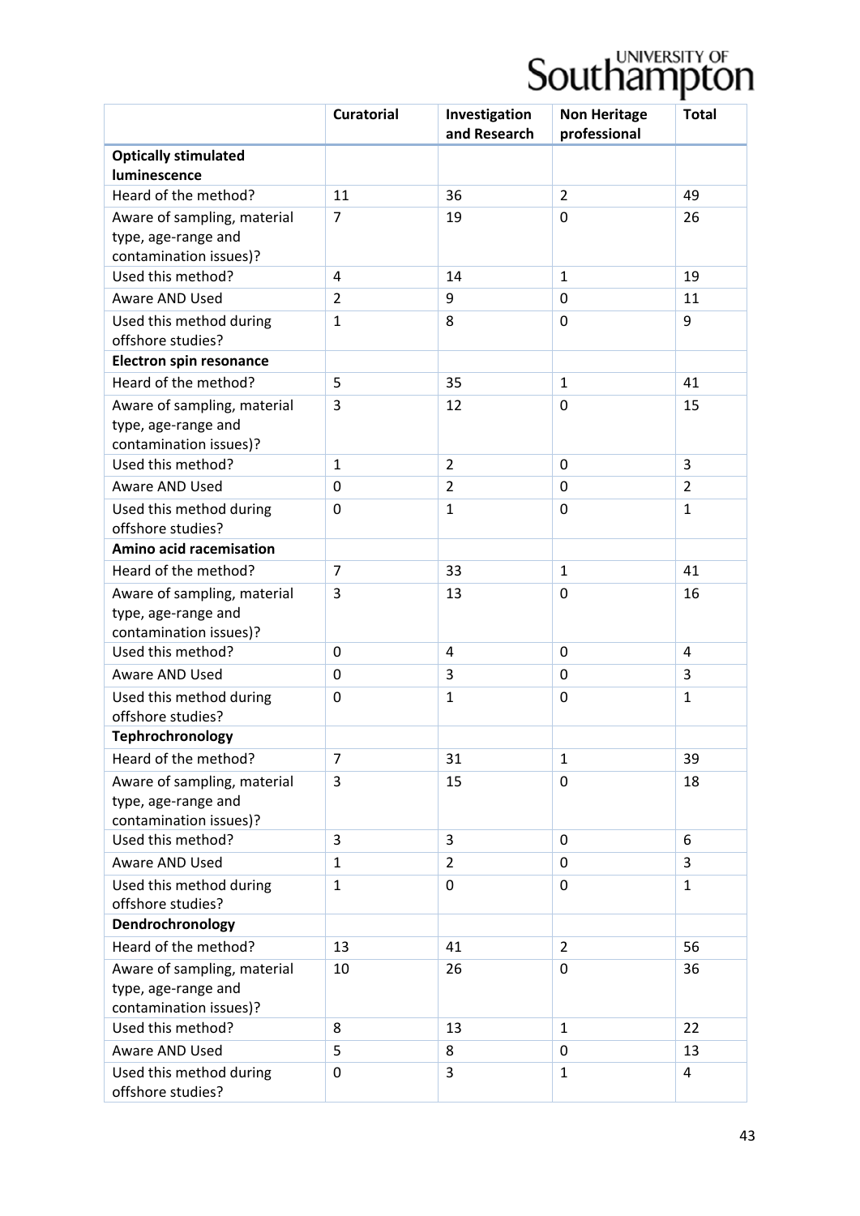| | Curatorial | Investigation and Research | Non Heritage professional | Total |
|---|---|---|---|---|
| **Optically stimulated luminescence** | | | | |
| Heard of the method? | 11 | 36 | 2 | 49 |
| Aware of sampling, material type, age-range and contamination issues)? | 7 | 19 | 0 | 26 |
| Used this method? | 4 | 14 | 1 | 19 |
| Aware AND Used | 2 | 9 | 0 | 11 |
| Used this method during offshore studies? | 1 | 8 | 0 | 9 |
| **Electron spin resonance** | | | | |
| Heard of the method? | 5 | 35 | 1 | 41 |
| Aware of sampling, material type, age-range and contamination issues)? | 3 | 12 | 0 | 15 |
| Used this method? | 1 | 2 | 0 | 3 |
| Aware AND Used | 0 | 2 | 0 | 2 |
| Used this method during offshore studies? | 0 | 1 | 0 | 1 |
| **Amino acid racemisation** | | | | |
| Heard of the method? | 7 | 33 | 1 | 41 |
| Aware of sampling, material type, age-range and contamination issues)? | 3 | 13 | 0 | 16 |
| Used this method? | 0 | 4 | 0 | 4 |
| Aware AND Used | 0 | 3 | 0 | 3 |
| Used this method during offshore studies? | 0 | 1 | 0 | 1 |
| **Tephrochronology** | | | | |
| Heard of the method? | 7 | 31 | 1 | 39 |
| Aware of sampling, material type, age-range and contamination issues)? | 3 | 15 | 0 | 18 |
| Used this method? | 3 | 3 | 0 | 6 |
| Aware AND Used | 1 | 2 | 0 | 3 |
| Used this method during offshore studies? | 1 | 0 | 0 | 1 |
| **Dendrochronology** | | | | |
| Heard of the method? | 13 | 41 | 2 | 56 |
| Aware of sampling, material type, age-range and contamination issues)? | 10 | 26 | 0 | 36 |
| Used this method? | 8 | 13 | 1 | 22 |
| Aware AND Used | 5 | 8 | 0 | 13 |
| Used this method during offshore studies? | 0 | 3 | 1 | 4 |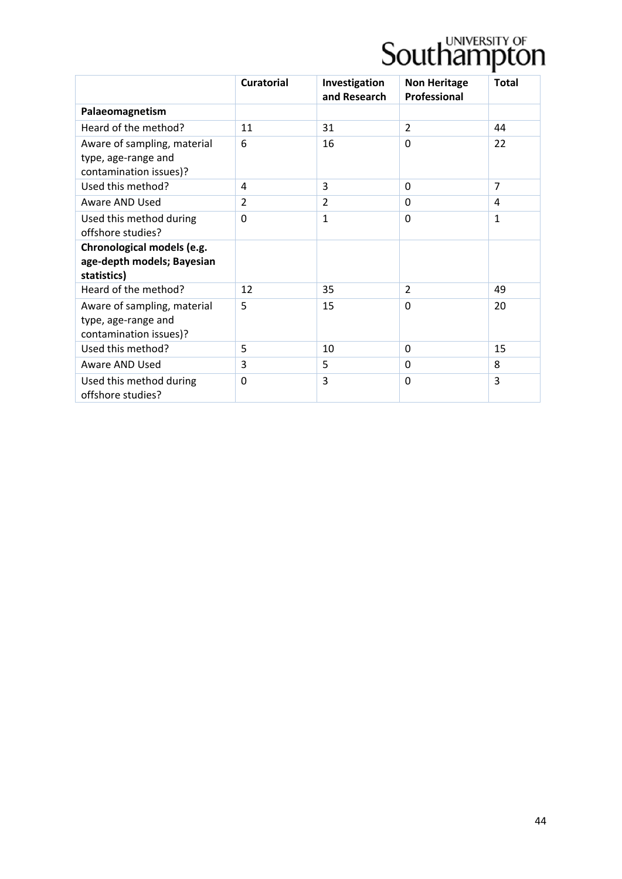| | Curatorial | Investigation and Research | Non Heritage Professional | Total |
|---|---|---|---|---|
| **Palaeomagnetism** | | | | |
| Heard of the method? | 11 | 31 | 2 | 44 |
| Aware of sampling, material type, age-range and contamination issues)? | 6 | 16 | 0 | 22 |
| Used this method? | 4 | 3 | 0 | 7 |
| Aware AND Used | 2 | 2 | 0 | 4 |
| Used this method during offshore studies? | 0 | 1 | 0 | 1 |
| **Chronological models (e.g. age-depth models; Bayesian statistics)** | | | | |
| Heard of the method? | 12 | 35 | 2 | 49 |
| Aware of sampling, material type, age-range and contamination issues)? | 5 | 15 | 0 | 20 |
| Used this method? | 5 | 10 | 0 | 15 |
| Aware AND Used | 3 | 5 | 0 | 8 |
| Used this method during offshore studies? | 0 | 3 | 0 | 3 |